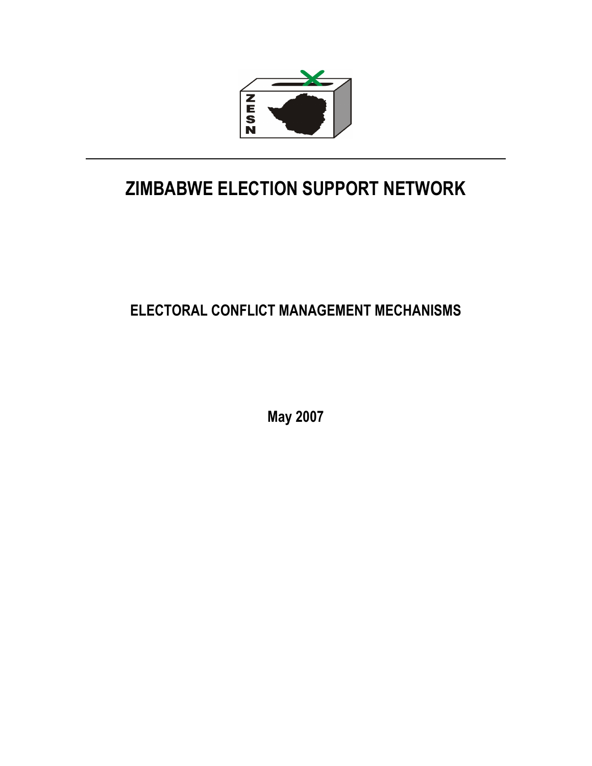# ZIMBABWE ELECTION SUPPORT NETWORK

## ELECTORAL CONFLICT MANAGEMENT MECHANISMS

**May 2007**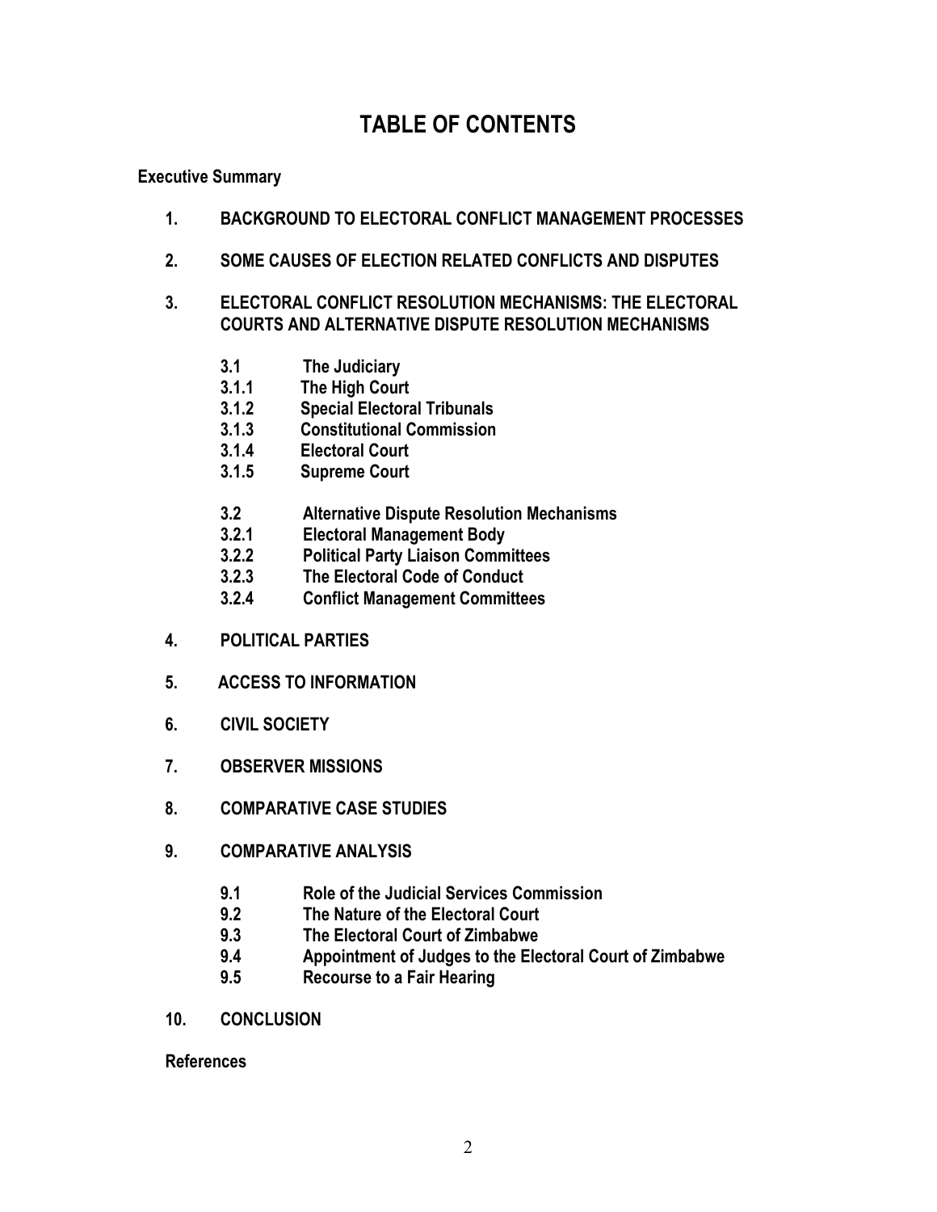# TABLE OF CONTENTS

**Executive Summary**

**1. BACKGROUND TO ELECTORAL CONFLICT MANAGEMENT PROCESSES**

**2. SOME CAUSES OF ELECTION RELATED CONFLICTS AND DISPUTES**

**3. ELECTORAL CONFLICT RESOLUTION MECHANISMS: THE ELECTORAL COURTS AND ALTERNATIVE DISPUTE RESOLUTION MECHANISMS**

- **3.1 The Judiciary**
- **3.1.1 The High Court**
- **3.1.2 Special Electoral Tribunals**
- **3.1.3 Constitutional Commission**
- **3.1.4 Electoral Court**
- **3.1.5 Supreme Court**

- **3.2 Alternative Dispute Resolution Mechanisms**
- **3.2.1 Electoral Management Body**
- **3.2.2 Political Party Liaison Committees**
- **3.2.3 The Electoral Code of Conduct**
- **3.2.4 Conflict Management Committees**

**4. POLITICAL PARTIES**

**5. ACCESS TO INFORMATION**

**6. CIVIL SOCIETY**

**7. OBSERVER MISSIONS**

**8. COMPARATIVE CASE STUDIES**

**9. COMPARATIVE ANALYSIS**

- **9.1 Role of the Judicial Services Commission**
- **9.2 The Nature of the Electoral Court**
- **9.3 The Electoral Court of Zimbabwe**
- **9.4 Appointment of Judges to the Electoral Court of Zimbabwe**
- **9.5 Recourse to a Fair Hearing**

**10. CONCLUSION**

**References**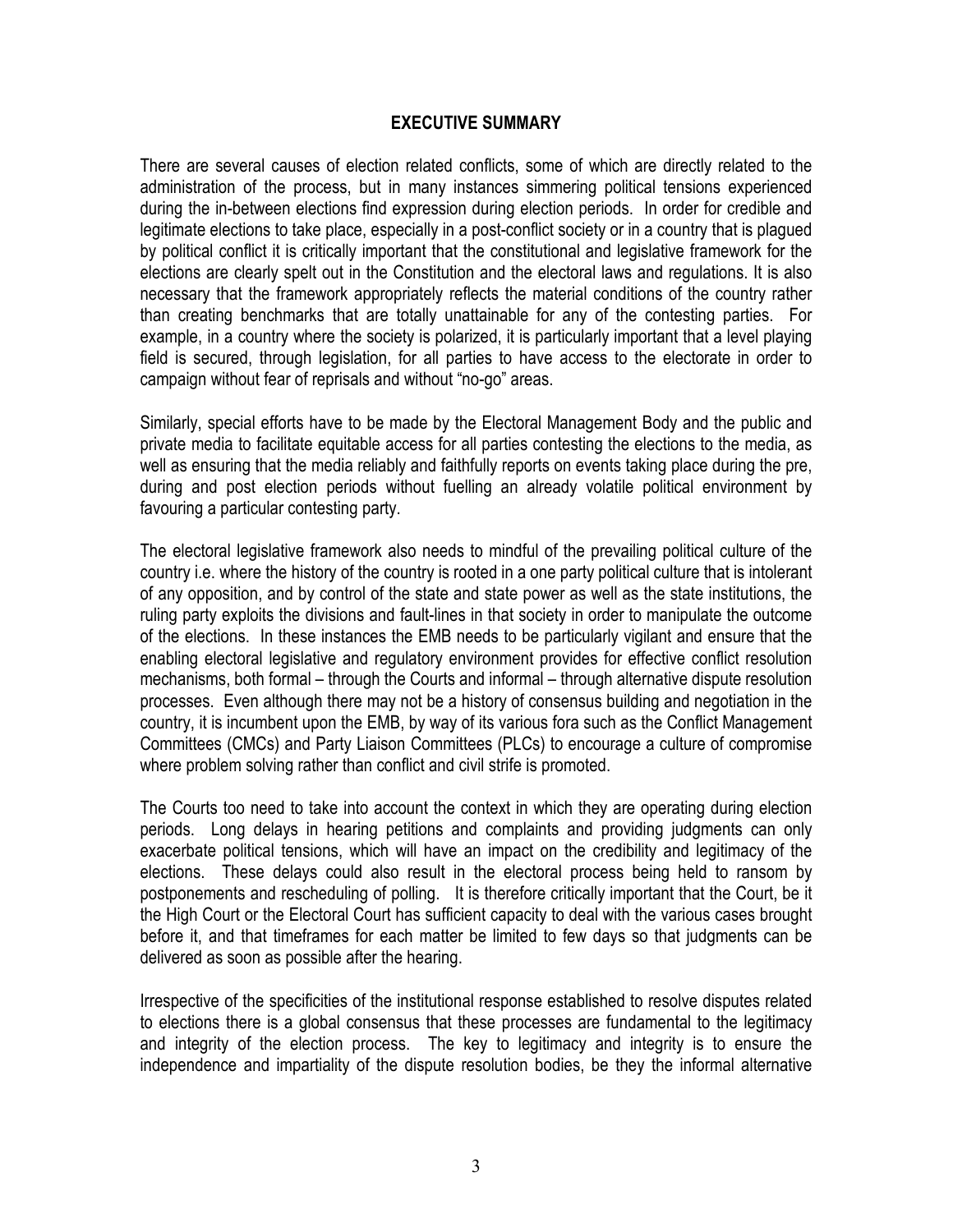# EXECUTIVE SUMMARY

There are several causes of election related conflicts, some of which are directly related to the administration of the process, but in many instances simmering political tensions experienced during the in-between elections find expression during election periods. In order for credible and legitimate elections to take place, especially in a post-conflict society or in a country that is plagued by political conflict it is critically important that the constitutional and legislative framework for the elections are clearly spelt out in the Constitution and the electoral laws and regulations. It is also necessary that the framework appropriately reflects the material conditions of the country rather than creating benchmarks that are totally unattainable for any of the contesting parties. For example, in a country where the society is polarized, it is particularly important that a level playing field is secured, through legislation, for all parties to have access to the electorate in order to campaign without fear of reprisals and without "no-go" areas.

Similarly, special efforts have to be made by the Electoral Management Body and the public and private media to facilitate equitable access for all parties contesting the elections to the media, as well as ensuring that the media reliably and faithfully reports on events taking place during the pre, during and post election periods without fuelling an already volatile political environment by favouring a particular contesting party.

The electoral legislative framework also needs to mindful of the prevailing political culture of the country i.e. where the history of the country is rooted in a one party political culture that is intolerant of any opposition, and by control of the state and state power as well as the state institutions, the ruling party exploits the divisions and fault-lines in that society in order to manipulate the outcome of the elections. In these instances the EMB needs to be particularly vigilant and ensure that the enabling electoral legislative and regulatory environment provides for effective conflict resolution mechanisms, both formal – through the Courts and informal – through alternative dispute resolution processes. Even although there may not be a history of consensus building and negotiation in the country, it is incumbent upon the EMB, by way of its various fora such as the Conflict Management Committees (CMCs) and Party Liaison Committees (PLCs) to encourage a culture of compromise where problem solving rather than conflict and civil strife is promoted.

The Courts too need to take into account the context in which they are operating during election periods. Long delays in hearing petitions and complaints and providing judgments can only exacerbate political tensions, which will have an impact on the credibility and legitimacy of the elections. These delays could also result in the electoral process being held to ransom by postponements and rescheduling of polling. It is therefore critically important that the Court, be it the High Court or the Electoral Court has sufficient capacity to deal with the various cases brought before it, and that timeframes for each matter be limited to few days so that judgments can be delivered as soon as possible after the hearing.

Irrespective of the specificities of the institutional response established to resolve disputes related to elections there is a global consensus that these processes are fundamental to the legitimacy and integrity of the election process. The key to legitimacy and integrity is to ensure the independence and impartiality of the dispute resolution bodies, be they the informal alternative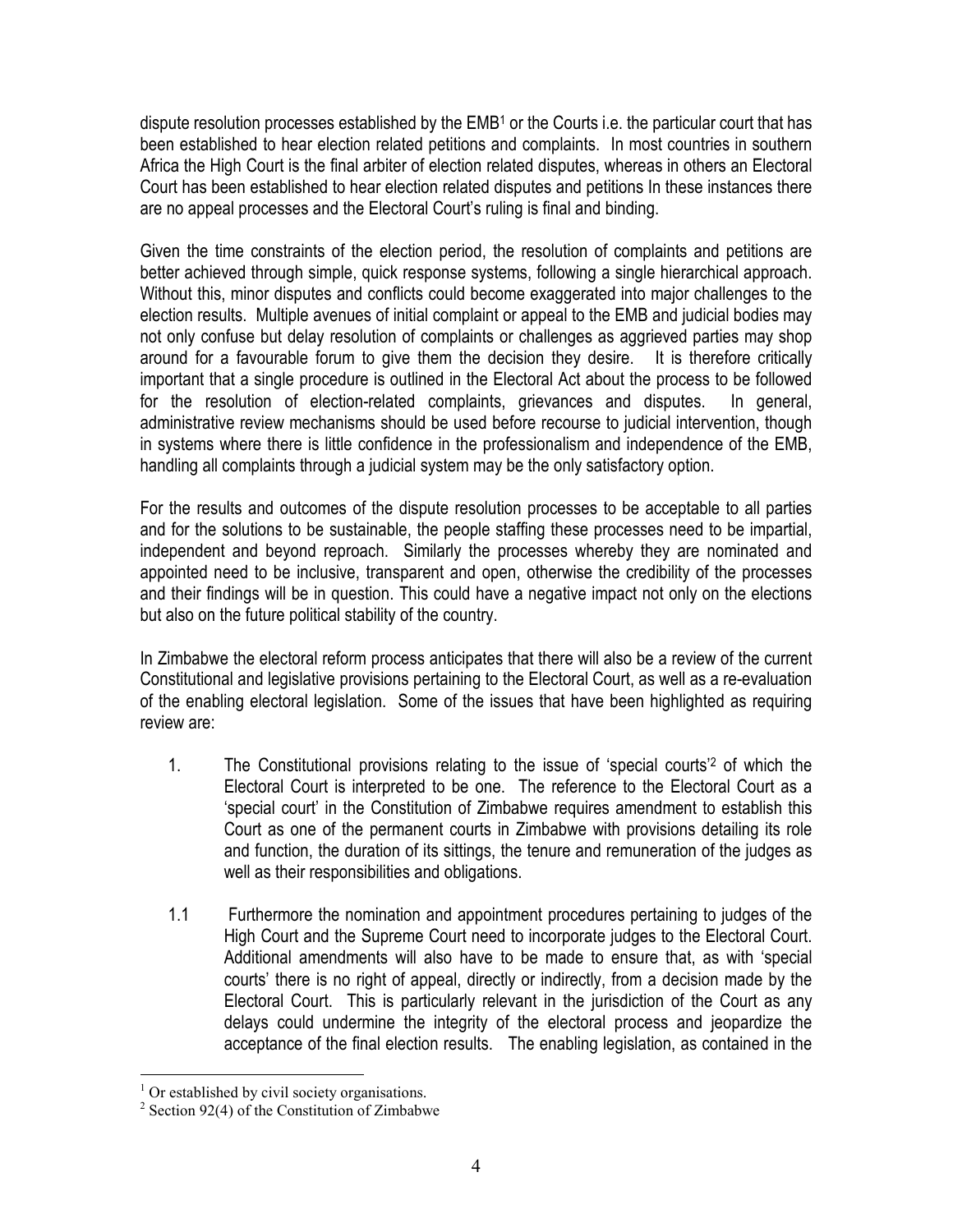dispute resolution processes established by the EMB[1] or the Courts i.e. the particular court that has been established to hear election related petitions and complaints. In most countries in southern Africa the High Court is the final arbiter of election related disputes, whereas in others an Electoral Court has been established to hear election related disputes and petitions In these instances there are no appeal processes and the Electoral Court's ruling is final and binding.

Given the time constraints of the election period, the resolution of complaints and petitions are better achieved through simple, quick response systems, following a single hierarchical approach. Without this, minor disputes and conflicts could become exaggerated into major challenges to the election results. Multiple avenues of initial complaint or appeal to the EMB and judicial bodies may not only confuse but delay resolution of complaints or challenges as aggrieved parties may shop around for a favourable forum to give them the decision they desire. It is therefore critically important that a single procedure is outlined in the Electoral Act about the process to be followed for the resolution of election-related complaints, grievances and disputes. In general, administrative review mechanisms should be used before recourse to judicial intervention, though in systems where there is little confidence in the professionalism and independence of the EMB, handling all complaints through a judicial system may be the only satisfactory option.

For the results and outcomes of the dispute resolution processes to be acceptable to all parties and for the solutions to be sustainable, the people staffing these processes need to be impartial, independent and beyond reproach. Similarly the processes whereby they are nominated and appointed need to be inclusive, transparent and open, otherwise the credibility of the processes and their findings will be in question. This could have a negative impact not only on the elections but also on the future political stability of the country.

In Zimbabwe the electoral reform process anticipates that there will also be a review of the current Constitutional and legislative provisions pertaining to the Electoral Court, as well as a re-evaluation of the enabling electoral legislation. Some of the issues that have been highlighted as requiring review are:

1. The Constitutional provisions relating to the issue of 'special courts'[2] of which the Electoral Court is interpreted to be one. The reference to the Electoral Court as a 'special court' in the Constitution of Zimbabwe requires amendment to establish this Court as one of the permanent courts in Zimbabwe with provisions detailing its role and function, the duration of its sittings, the tenure and remuneration of the judges as well as their responsibilities and obligations.

1.1 Furthermore the nomination and appointment procedures pertaining to judges of the High Court and the Supreme Court need to incorporate judges to the Electoral Court. Additional amendments will also have to be made to ensure that, as with 'special courts' there is no right of appeal, directly or indirectly, from a decision made by the Electoral Court. This is particularly relevant in the jurisdiction of the Court as any delays could undermine the integrity of the electoral process and jeopardize the acceptance of the final election results. The enabling legislation, as contained in the

[1] Or established by civil society organisations.

[2] Section 92(4) of the Constitution of Zimbabwe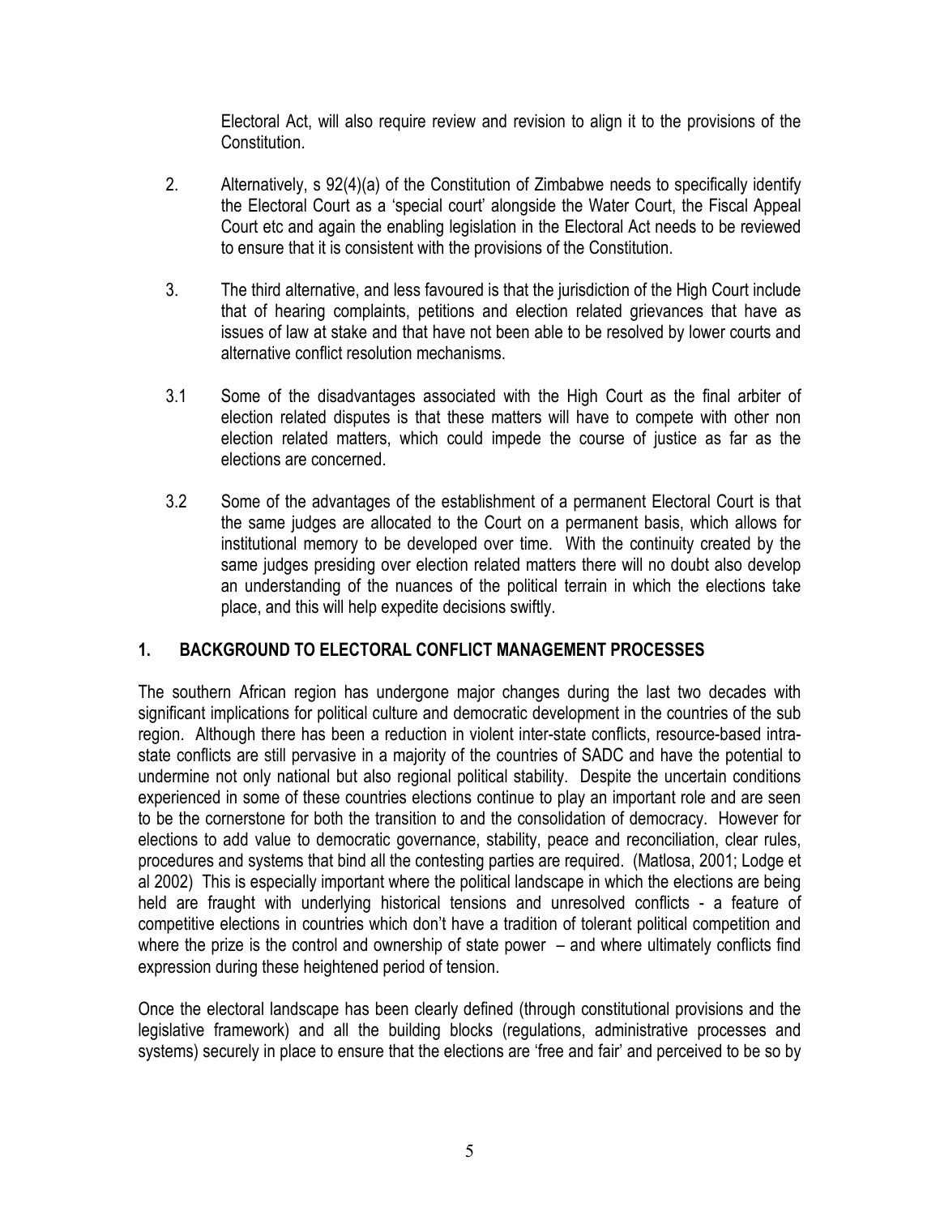Electoral Act, will also require review and revision to align it to the provisions of the Constitution.

2. Alternatively, s 92(4)(a) of the Constitution of Zimbabwe needs to specifically identify the Electoral Court as a 'special court' alongside the Water Court, the Fiscal Appeal Court etc and again the enabling legislation in the Electoral Act needs to be reviewed to ensure that it is consistent with the provisions of the Constitution.

3. The third alternative, and less favoured is that the jurisdiction of the High Court include that of hearing complaints, petitions and election related grievances that have as issues of law at stake and that have not been able to be resolved by lower courts and alternative conflict resolution mechanisms.

3.1 Some of the disadvantages associated with the High Court as the final arbiter of election related disputes is that these matters will have to compete with other non election related matters, which could impede the course of justice as far as the elections are concerned.

3.2 Some of the advantages of the establishment of a permanent Electoral Court is that the same judges are allocated to the Court on a permanent basis, which allows for institutional memory to be developed over time. With the continuity created by the same judges presiding over election related matters there will no doubt also develop an understanding of the nuances of the political terrain in which the elections take place, and this will help expedite decisions swiftly.

## 1. BACKGROUND TO ELECTORAL CONFLICT MANAGEMENT PROCESSES

The southern African region has undergone major changes during the last two decades with significant implications for political culture and democratic development in the countries of the sub region. Although there has been a reduction in violent inter-state conflicts, resource-based intra-state conflicts are still pervasive in a majority of the countries of SADC and have the potential to undermine not only national but also regional political stability. Despite the uncertain conditions experienced in some of these countries elections continue to play an important role and are seen to be the cornerstone for both the transition to and the consolidation of democracy. However for elections to add value to democratic governance, stability, peace and reconciliation, clear rules, procedures and systems that bind all the contesting parties are required. (Matlosa, 2001; Lodge et al 2002) This is especially important where the political landscape in which the elections are being held are fraught with underlying historical tensions and unresolved conflicts - a feature of competitive elections in countries which don't have a tradition of tolerant political competition and where the prize is the control and ownership of state power – and where ultimately conflicts find expression during these heightened period of tension.

Once the electoral landscape has been clearly defined (through constitutional provisions and the legislative framework) and all the building blocks (regulations, administrative processes and systems) securely in place to ensure that the elections are 'free and fair' and perceived to be so by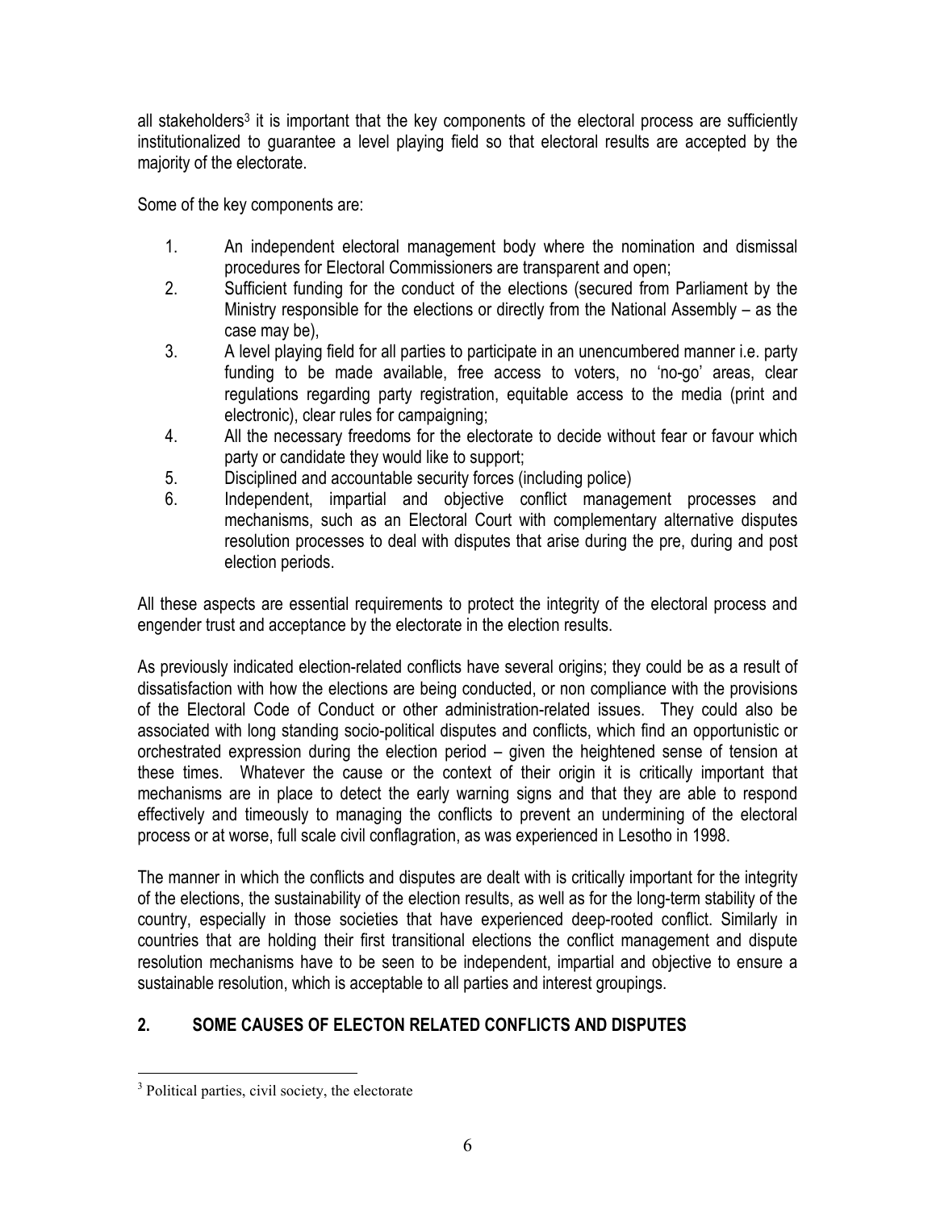all stakeholders[3] it is important that the key components of the electoral process are sufficiently institutionalized to guarantee a level playing field so that electoral results are accepted by the majority of the electorate.

Some of the key components are:

1. An independent electoral management body where the nomination and dismissal procedures for Electoral Commissioners are transparent and open;
2. Sufficient funding for the conduct of the elections (secured from Parliament by the Ministry responsible for the elections or directly from the National Assembly – as the case may be),
3. A level playing field for all parties to participate in an unencumbered manner i.e. party funding to be made available, free access to voters, no 'no-go' areas, clear regulations regarding party registration, equitable access to the media (print and electronic), clear rules for campaigning;
4. All the necessary freedoms for the electorate to decide without fear or favour which party or candidate they would like to support;
5. Disciplined and accountable security forces (including police)
6. Independent, impartial and objective conflict management processes and mechanisms, such as an Electoral Court with complementary alternative disputes resolution processes to deal with disputes that arise during the pre, during and post election periods.

All these aspects are essential requirements to protect the integrity of the electoral process and engender trust and acceptance by the electorate in the election results.

As previously indicated election-related conflicts have several origins; they could be as a result of dissatisfaction with how the elections are being conducted, or non compliance with the provisions of the Electoral Code of Conduct or other administration-related issues. They could also be associated with long standing socio-political disputes and conflicts, which find an opportunistic or orchestrated expression during the election period – given the heightened sense of tension at these times. Whatever the cause or the context of their origin it is critically important that mechanisms are in place to detect the early warning signs and that they are able to respond effectively and timeously to managing the conflicts to prevent an undermining of the electoral process or at worse, full scale civil conflagration, as was experienced in Lesotho in 1998.

The manner in which the conflicts and disputes are dealt with is critically important for the integrity of the elections, the sustainability of the election results, as well as for the long-term stability of the country, especially in those societies that have experienced deep-rooted conflict. Similarly in countries that are holding their first transitional elections the conflict management and dispute resolution mechanisms have to be seen to be independent, impartial and objective to ensure a sustainable resolution, which is acceptable to all parties and interest groupings.

## 2. SOME CAUSES OF ELECTON RELATED CONFLICTS AND DISPUTES

[3] Political parties, civil society, the electorate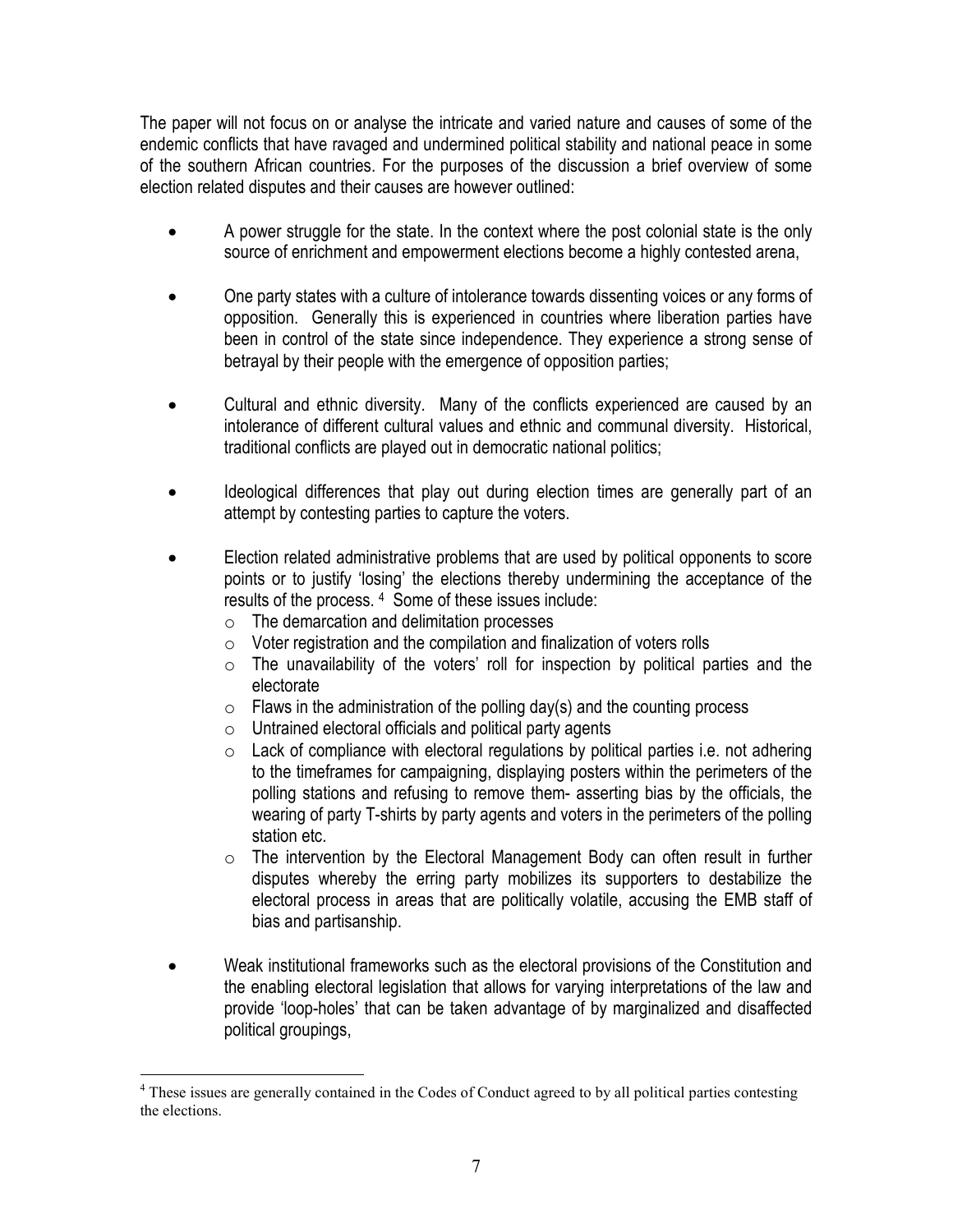The paper will not focus on or analyse the intricate and varied nature and causes of some of the endemic conflicts that have ravaged and undermined political stability and national peace in some of the southern African countries. For the purposes of the discussion a brief overview of some election related disputes and their causes are however outlined:

- A power struggle for the state. In the context where the post colonial state is the only source of enrichment and empowerment elections become a highly contested arena,

- One party states with a culture of intolerance towards dissenting voices or any forms of opposition. Generally this is experienced in countries where liberation parties have been in control of the state since independence. They experience a strong sense of betrayal by their people with the emergence of opposition parties;

- Cultural and ethnic diversity. Many of the conflicts experienced are caused by an intolerance of different cultural values and ethnic and communal diversity. Historical, traditional conflicts are played out in democratic national politics;

- Ideological differences that play out during election times are generally part of an attempt by contesting parties to capture the voters.

- Election related administrative problems that are used by political opponents to score points or to justify 'losing' the elections thereby undermining the acceptance of the results of the process. [4] Some of these issues include:
  - The demarcation and delimitation processes
  - Voter registration and the compilation and finalization of voters rolls
  - The unavailability of the voters' roll for inspection by political parties and the electorate
  - Flaws in the administration of the polling day(s) and the counting process
  - Untrained electoral officials and political party agents
  - Lack of compliance with electoral regulations by political parties i.e. not adhering to the timeframes for campaigning, displaying posters within the perimeters of the polling stations and refusing to remove them- asserting bias by the officials, the wearing of party T-shirts by party agents and voters in the perimeters of the polling station etc.
  - The intervention by the Electoral Management Body can often result in further disputes whereby the erring party mobilizes its supporters to destabilize the electoral process in areas that are politically volatile, accusing the EMB staff of bias and partisanship.

- Weak institutional frameworks such as the electoral provisions of the Constitution and the enabling electoral legislation that allows for varying interpretations of the law and provide 'loop-holes' that can be taken advantage of by marginalized and disaffected political groupings,

---

[4] These issues are generally contained in the Codes of Conduct agreed to by all political parties contesting the elections.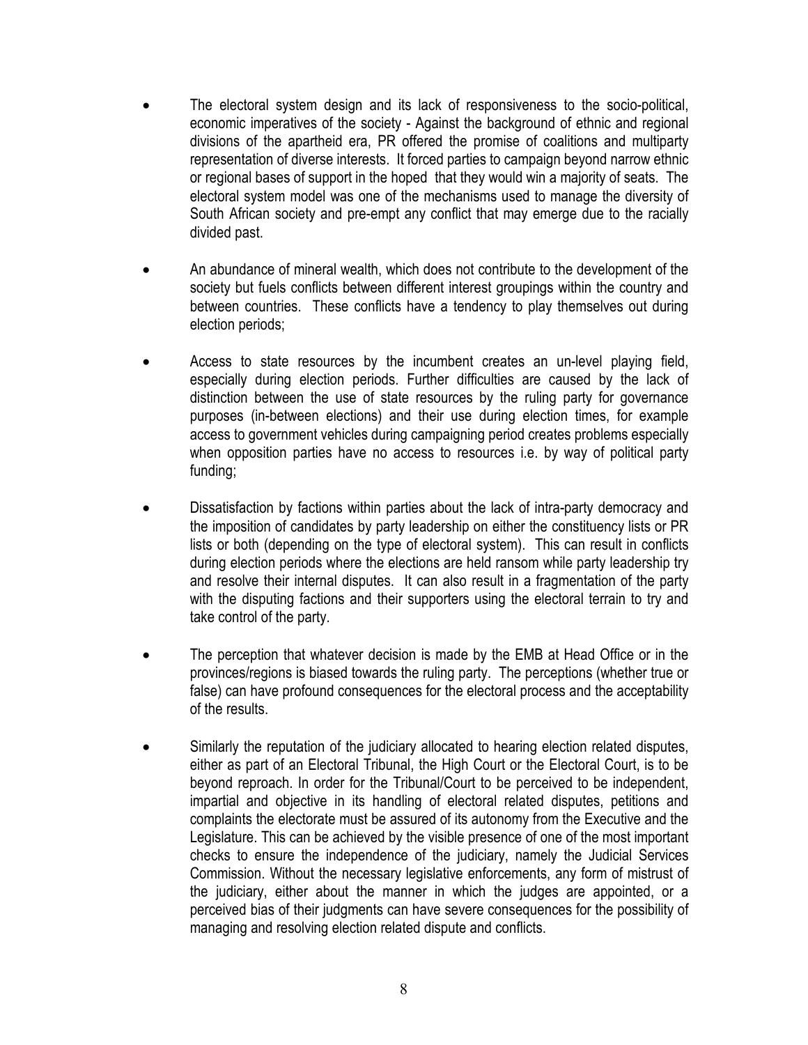- The electoral system design and its lack of responsiveness to the socio-political, economic imperatives of the society - Against the background of ethnic and regional divisions of the apartheid era, PR offered the promise of coalitions and multiparty representation of diverse interests. It forced parties to campaign beyond narrow ethnic or regional bases of support in the hoped that they would win a majority of seats. The electoral system model was one of the mechanisms used to manage the diversity of South African society and pre-empt any conflict that may emerge due to the racially divided past.

- An abundance of mineral wealth, which does not contribute to the development of the society but fuels conflicts between different interest groupings within the country and between countries. These conflicts have a tendency to play themselves out during election periods;

- Access to state resources by the incumbent creates an un-level playing field, especially during election periods. Further difficulties are caused by the lack of distinction between the use of state resources by the ruling party for governance purposes (in-between elections) and their use during election times, for example access to government vehicles during campaigning period creates problems especially when opposition parties have no access to resources i.e. by way of political party funding;

- Dissatisfaction by factions within parties about the lack of intra-party democracy and the imposition of candidates by party leadership on either the constituency lists or PR lists or both (depending on the type of electoral system). This can result in conflicts during election periods where the elections are held ransom while party leadership try and resolve their internal disputes. It can also result in a fragmentation of the party with the disputing factions and their supporters using the electoral terrain to try and take control of the party.

- The perception that whatever decision is made by the EMB at Head Office or in the provinces/regions is biased towards the ruling party. The perceptions (whether true or false) can have profound consequences for the electoral process and the acceptability of the results.

- Similarly the reputation of the judiciary allocated to hearing election related disputes, either as part of an Electoral Tribunal, the High Court or the Electoral Court, is to be beyond reproach. In order for the Tribunal/Court to be perceived to be independent, impartial and objective in its handling of electoral related disputes, petitions and complaints the electorate must be assured of its autonomy from the Executive and the Legislature. This can be achieved by the visible presence of one of the most important checks to ensure the independence of the judiciary, namely the Judicial Services Commission. Without the necessary legislative enforcements, any form of mistrust of the judiciary, either about the manner in which the judges are appointed, or a perceived bias of their judgments can have severe consequences for the possibility of managing and resolving election related dispute and conflicts.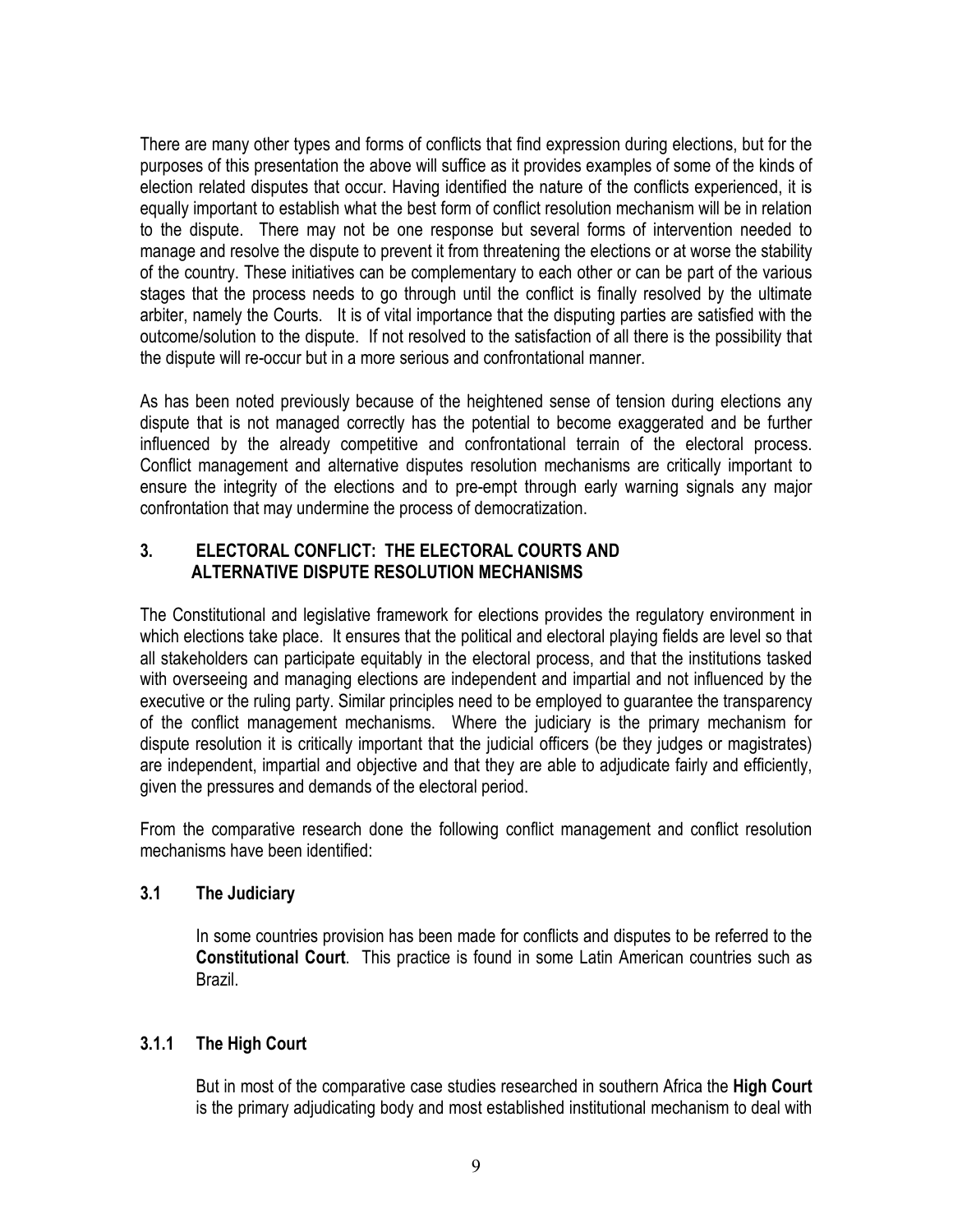There are many other types and forms of conflicts that find expression during elections, but for the purposes of this presentation the above will suffice as it provides examples of some of the kinds of election related disputes that occur. Having identified the nature of the conflicts experienced, it is equally important to establish what the best form of conflict resolution mechanism will be in relation to the dispute. There may not be one response but several forms of intervention needed to manage and resolve the dispute to prevent it from threatening the elections or at worse the stability of the country. These initiatives can be complementary to each other or can be part of the various stages that the process needs to go through until the conflict is finally resolved by the ultimate arbiter, namely the Courts. It is of vital importance that the disputing parties are satisfied with the outcome/solution to the dispute. If not resolved to the satisfaction of all there is the possibility that the dispute will re-occur but in a more serious and confrontational manner.

As has been noted previously because of the heightened sense of tension during elections any dispute that is not managed correctly has the potential to become exaggerated and be further influenced by the already competitive and confrontational terrain of the electoral process. Conflict management and alternative disputes resolution mechanisms are critically important to ensure the integrity of the elections and to pre-empt through early warning signals any major confrontation that may undermine the process of democratization.

## 3. ELECTORAL CONFLICT: THE ELECTORAL COURTS AND ALTERNATIVE DISPUTE RESOLUTION MECHANISMS

The Constitutional and legislative framework for elections provides the regulatory environment in which elections take place. It ensures that the political and electoral playing fields are level so that all stakeholders can participate equitably in the electoral process, and that the institutions tasked with overseeing and managing elections are independent and impartial and not influenced by the executive or the ruling party. Similar principles need to be employed to guarantee the transparency of the conflict management mechanisms. Where the judiciary is the primary mechanism for dispute resolution it is critically important that the judicial officers (be they judges or magistrates) are independent, impartial and objective and that they are able to adjudicate fairly and efficiently, given the pressures and demands of the electoral period.

From the comparative research done the following conflict management and conflict resolution mechanisms have been identified:

### 3.1 The Judiciary

In some countries provision has been made for conflicts and disputes to be referred to the **Constitutional Court**. This practice is found in some Latin American countries such as Brazil.

### 3.1.1 The High Court

But in most of the comparative case studies researched in southern Africa the **High Court** is the primary adjudicating body and most established institutional mechanism to deal with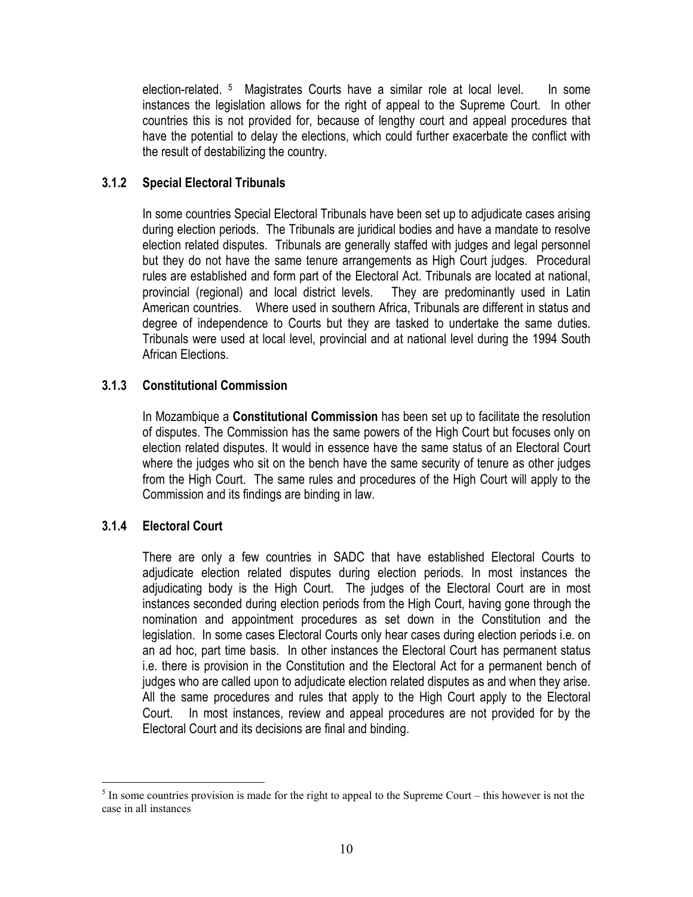election-related. [5] Magistrates Courts have a similar role at local level. In some instances the legislation allows for the right of appeal to the Supreme Court. In other countries this is not provided for, because of lengthy court and appeal procedures that have the potential to delay the elections, which could further exacerbate the conflict with the result of destabilizing the country.

### 3.1.2 Special Electoral Tribunals

In some countries Special Electoral Tribunals have been set up to adjudicate cases arising during election periods. The Tribunals are juridical bodies and have a mandate to resolve election related disputes. Tribunals are generally staffed with judges and legal personnel but they do not have the same tenure arrangements as High Court judges. Procedural rules are established and form part of the Electoral Act. Tribunals are located at national, provincial (regional) and local district levels. They are predominantly used in Latin American countries. Where used in southern Africa, Tribunals are different in status and degree of independence to Courts but they are tasked to undertake the same duties. Tribunals were used at local level, provincial and at national level during the 1994 South African Elections.

### 3.1.3 Constitutional Commission

In Mozambique a **Constitutional Commission** has been set up to facilitate the resolution of disputes. The Commission has the same powers of the High Court but focuses only on election related disputes. It would in essence have the same status of an Electoral Court where the judges who sit on the bench have the same security of tenure as other judges from the High Court. The same rules and procedures of the High Court will apply to the Commission and its findings are binding in law.

### 3.1.4 Electoral Court

There are only a few countries in SADC that have established Electoral Courts to adjudicate election related disputes during election periods. In most instances the adjudicating body is the High Court. The judges of the Electoral Court are in most instances seconded during election periods from the High Court, having gone through the nomination and appointment procedures as set down in the Constitution and the legislation. In some cases Electoral Courts only hear cases during election periods i.e. on an ad hoc, part time basis. In other instances the Electoral Court has permanent status i.e. there is provision in the Constitution and the Electoral Act for a permanent bench of judges who are called upon to adjudicate election related disputes as and when they arise. All the same procedures and rules that apply to the High Court apply to the Electoral Court. In most instances, review and appeal procedures are not provided for by the Electoral Court and its decisions are final and binding.

---

[5] In some countries provision is made for the right to appeal to the Supreme Court – this however is not the case in all instances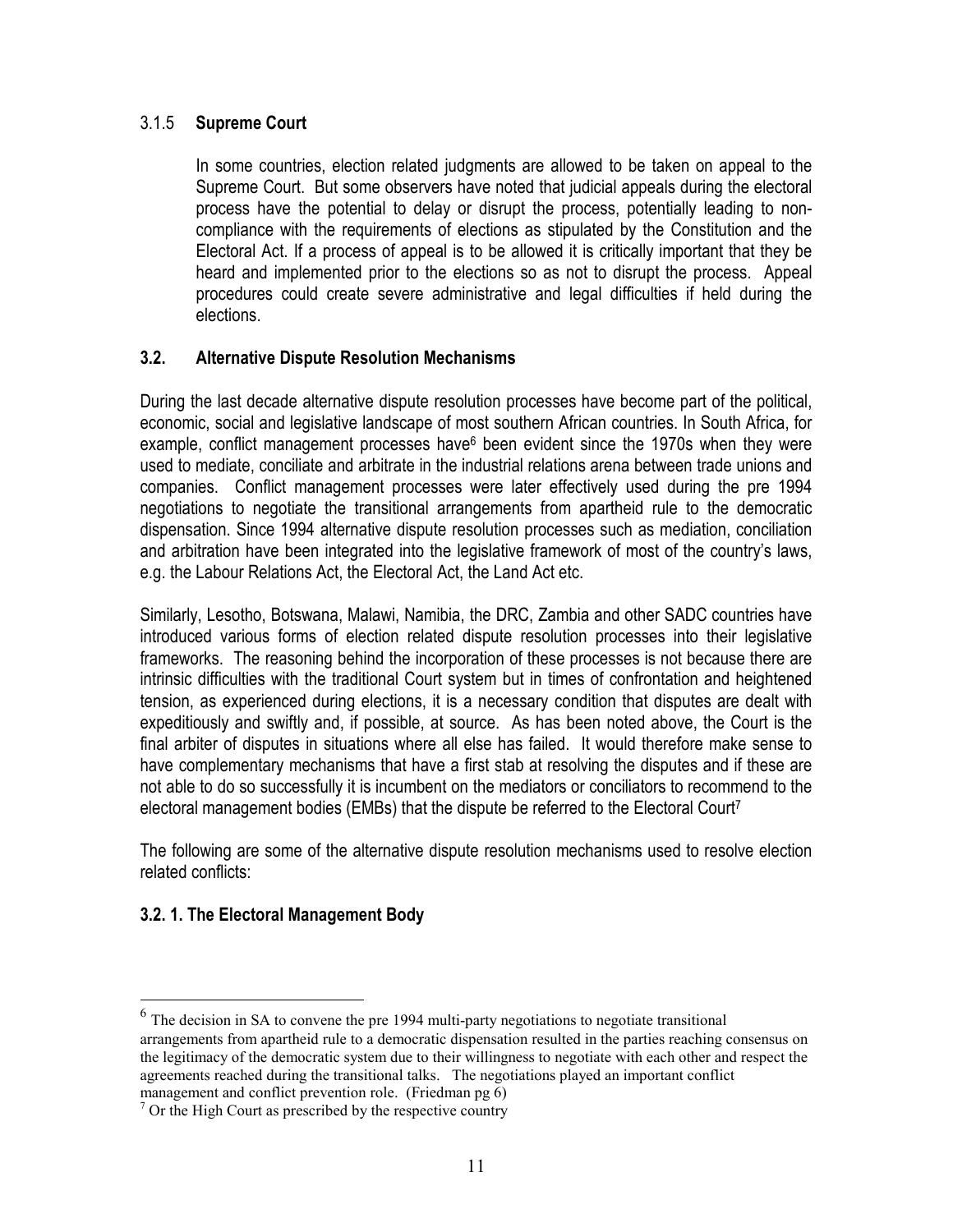### 3.1.5 **Supreme Court**

In some countries, election related judgments are allowed to be taken on appeal to the Supreme Court. But some observers have noted that judicial appeals during the electoral process have the potential to delay or disrupt the process, potentially leading to non-compliance with the requirements of elections as stipulated by the Constitution and the Electoral Act. If a process of appeal is to be allowed it is critically important that they be heard and implemented prior to the elections so as not to disrupt the process. Appeal procedures could create severe administrative and legal difficulties if held during the elections.

## 3.2. Alternative Dispute Resolution Mechanisms

During the last decade alternative dispute resolution processes have become part of the political, economic, social and legislative landscape of most southern African countries. In South Africa, for example, conflict management processes have[6] been evident since the 1970s when they were used to mediate, conciliate and arbitrate in the industrial relations arena between trade unions and companies. Conflict management processes were later effectively used during the pre 1994 negotiations to negotiate the transitional arrangements from apartheid rule to the democratic dispensation. Since 1994 alternative dispute resolution processes such as mediation, conciliation and arbitration have been integrated into the legislative framework of most of the country's laws, e.g. the Labour Relations Act, the Electoral Act, the Land Act etc.

Similarly, Lesotho, Botswana, Malawi, Namibia, the DRC, Zambia and other SADC countries have introduced various forms of election related dispute resolution processes into their legislative frameworks. The reasoning behind the incorporation of these processes is not because there are intrinsic difficulties with the traditional Court system but in times of confrontation and heightened tension, as experienced during elections, it is a necessary condition that disputes are dealt with expeditiously and swiftly and, if possible, at source. As has been noted above, the Court is the final arbiter of disputes in situations where all else has failed. It would therefore make sense to have complementary mechanisms that have a first stab at resolving the disputes and if these are not able to do so successfully it is incumbent on the mediators or conciliators to recommend to the electoral management bodies (EMBs) that the dispute be referred to the Electoral Court[7]

The following are some of the alternative dispute resolution mechanisms used to resolve election related conflicts:

### 3.2. 1. The Electoral Management Body

---

[6] The decision in SA to convene the pre 1994 multi-party negotiations to negotiate transitional arrangements from apartheid rule to a democratic dispensation resulted in the parties reaching consensus on the legitimacy of the democratic system due to their willingness to negotiate with each other and respect the agreements reached during the transitional talks. The negotiations played an important conflict management and conflict prevention role. (Friedman pg 6)

[7] Or the High Court as prescribed by the respective country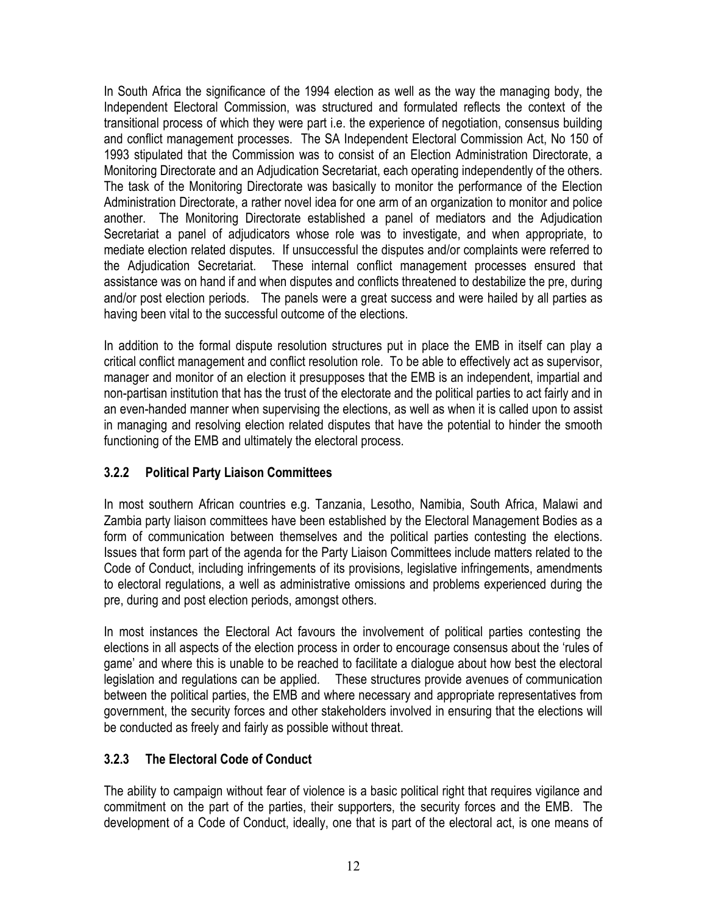In South Africa the significance of the 1994 election as well as the way the managing body, the Independent Electoral Commission, was structured and formulated reflects the context of the transitional process of which they were part i.e. the experience of negotiation, consensus building and conflict management processes. The SA Independent Electoral Commission Act, No 150 of 1993 stipulated that the Commission was to consist of an Election Administration Directorate, a Monitoring Directorate and an Adjudication Secretariat, each operating independently of the others. The task of the Monitoring Directorate was basically to monitor the performance of the Election Administration Directorate, a rather novel idea for one arm of an organization to monitor and police another. The Monitoring Directorate established a panel of mediators and the Adjudication Secretariat a panel of adjudicators whose role was to investigate, and when appropriate, to mediate election related disputes. If unsuccessful the disputes and/or complaints were referred to the Adjudication Secretariat. These internal conflict management processes ensured that assistance was on hand if and when disputes and conflicts threatened to destabilize the pre, during and/or post election periods. The panels were a great success and were hailed by all parties as having been vital to the successful outcome of the elections.

In addition to the formal dispute resolution structures put in place the EMB in itself can play a critical conflict management and conflict resolution role. To be able to effectively act as supervisor, manager and monitor of an election it presupposes that the EMB is an independent, impartial and non-partisan institution that has the trust of the electorate and the political parties to act fairly and in an even-handed manner when supervising the elections, as well as when it is called upon to assist in managing and resolving election related disputes that have the potential to hinder the smooth functioning of the EMB and ultimately the electoral process.

### 3.2.2 Political Party Liaison Committees

In most southern African countries e.g. Tanzania, Lesotho, Namibia, South Africa, Malawi and Zambia party liaison committees have been established by the Electoral Management Bodies as a form of communication between themselves and the political parties contesting the elections. Issues that form part of the agenda for the Party Liaison Committees include matters related to the Code of Conduct, including infringements of its provisions, legislative infringements, amendments to electoral regulations, a well as administrative omissions and problems experienced during the pre, during and post election periods, amongst others.

In most instances the Electoral Act favours the involvement of political parties contesting the elections in all aspects of the election process in order to encourage consensus about the 'rules of game' and where this is unable to be reached to facilitate a dialogue about how best the electoral legislation and regulations can be applied. These structures provide avenues of communication between the political parties, the EMB and where necessary and appropriate representatives from government, the security forces and other stakeholders involved in ensuring that the elections will be conducted as freely and fairly as possible without threat.

### 3.2.3 The Electoral Code of Conduct

The ability to campaign without fear of violence is a basic political right that requires vigilance and commitment on the part of the parties, their supporters, the security forces and the EMB. The development of a Code of Conduct, ideally, one that is part of the electoral act, is one means of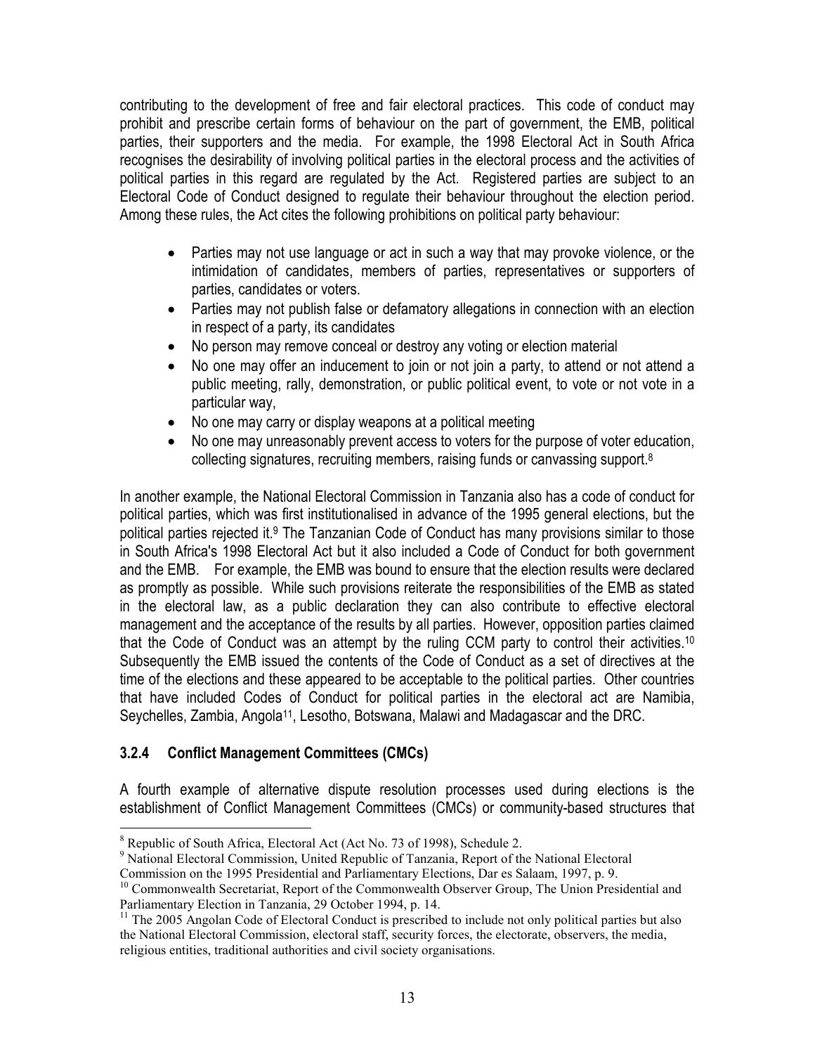contributing to the development of free and fair electoral practices. This code of conduct may prohibit and prescribe certain forms of behaviour on the part of government, the EMB, political parties, their supporters and the media. For example, the 1998 Electoral Act in South Africa recognises the desirability of involving political parties in the electoral process and the activities of political parties in this regard are regulated by the Act. Registered parties are subject to an Electoral Code of Conduct designed to regulate their behaviour throughout the election period. Among these rules, the Act cites the following prohibitions on political party behaviour:

- Parties may not use language or act in such a way that may provoke violence, or the intimidation of candidates, members of parties, representatives or supporters of parties, candidates or voters.
- Parties may not publish false or defamatory allegations in connection with an election in respect of a party, its candidates
- No person may remove conceal or destroy any voting or election material
- No one may offer an inducement to join or not join a party, to attend or not attend a public meeting, rally, demonstration, or public political event, to vote or not vote in a particular way,
- No one may carry or display weapons at a political meeting
- No one may unreasonably prevent access to voters for the purpose of voter education, collecting signatures, recruiting members, raising funds or canvassing support.[8]

In another example, the National Electoral Commission in Tanzania also has a code of conduct for political parties, which was first institutionalised in advance of the 1995 general elections, but the political parties rejected it.[9] The Tanzanian Code of Conduct has many provisions similar to those in South Africa's 1998 Electoral Act but it also included a Code of Conduct for both government and the EMB. For example, the EMB was bound to ensure that the election results were declared as promptly as possible. While such provisions reiterate the responsibilities of the EMB as stated in the electoral law, as a public declaration they can also contribute to effective electoral management and the acceptance of the results by all parties. However, opposition parties claimed that the Code of Conduct was an attempt by the ruling CCM party to control their activities.[10] Subsequently the EMB issued the contents of the Code of Conduct as a set of directives at the time of the elections and these appeared to be acceptable to the political parties. Other countries that have included Codes of Conduct for political parties in the electoral act are Namibia, Seychelles, Zambia, Angola[11], Lesotho, Botswana, Malawi and Madagascar and the DRC.

### 3.2.4 Conflict Management Committees (CMCs)

A fourth example of alternative dispute resolution processes used during elections is the establishment of Conflict Management Committees (CMCs) or community-based structures that

---

[8] Republic of South Africa, Electoral Act (Act No. 73 of 1998), Schedule 2.

[9] National Electoral Commission, United Republic of Tanzania, Report of the National Electoral Commission on the 1995 Presidential and Parliamentary Elections, Dar es Salaam, 1997, p. 9.

[10] Commonwealth Secretariat, Report of the Commonwealth Observer Group, The Union Presidential and Parliamentary Election in Tanzania, 29 October 1994, p. 14.

[11] The 2005 Angolan Code of Electoral Conduct is prescribed to include not only political parties but also the National Electoral Commission, electoral staff, security forces, the electorate, observers, the media, religious entities, traditional authorities and civil society organisations.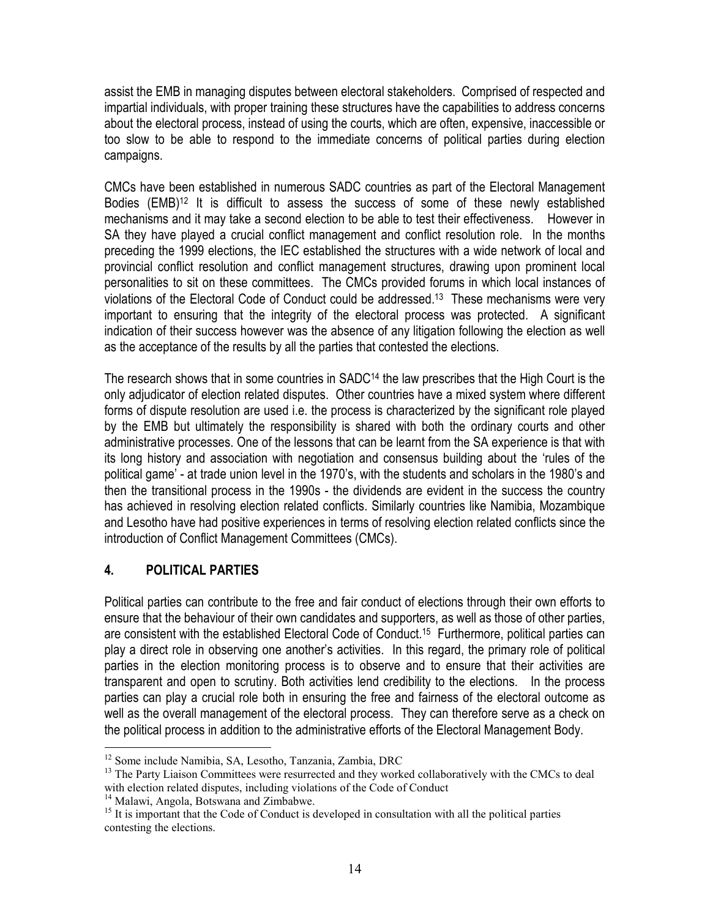assist the EMB in managing disputes between electoral stakeholders. Comprised of respected and impartial individuals, with proper training these structures have the capabilities to address concerns about the electoral process, instead of using the courts, which are often, expensive, inaccessible or too slow to be able to respond to the immediate concerns of political parties during election campaigns.

CMCs have been established in numerous SADC countries as part of the Electoral Management Bodies (EMB)[12] It is difficult to assess the success of some of these newly established mechanisms and it may take a second election to be able to test their effectiveness. However in SA they have played a crucial conflict management and conflict resolution role. In the months preceding the 1999 elections, the IEC established the structures with a wide network of local and provincial conflict resolution and conflict management structures, drawing upon prominent local personalities to sit on these committees. The CMCs provided forums in which local instances of violations of the Electoral Code of Conduct could be addressed.[13] These mechanisms were very important to ensuring that the integrity of the electoral process was protected. A significant indication of their success however was the absence of any litigation following the election as well as the acceptance of the results by all the parties that contested the elections.

The research shows that in some countries in SADC[14] the law prescribes that the High Court is the only adjudicator of election related disputes. Other countries have a mixed system where different forms of dispute resolution are used i.e. the process is characterized by the significant role played by the EMB but ultimately the responsibility is shared with both the ordinary courts and other administrative processes. One of the lessons that can be learnt from the SA experience is that with its long history and association with negotiation and consensus building about the 'rules of the political game' - at trade union level in the 1970's, with the students and scholars in the 1980's and then the transitional process in the 1990s - the dividends are evident in the success the country has achieved in resolving election related conflicts. Similarly countries like Namibia, Mozambique and Lesotho have had positive experiences in terms of resolving election related conflicts since the introduction of Conflict Management Committees (CMCs).

## 4. POLITICAL PARTIES

Political parties can contribute to the free and fair conduct of elections through their own efforts to ensure that the behaviour of their own candidates and supporters, as well as those of other parties, are consistent with the established Electoral Code of Conduct.[15] Furthermore, political parties can play a direct role in observing one another's activities. In this regard, the primary role of political parties in the election monitoring process is to observe and to ensure that their activities are transparent and open to scrutiny. Both activities lend credibility to the elections. In the process parties can play a crucial role both in ensuring the free and fairness of the electoral outcome as well as the overall management of the electoral process. They can therefore serve as a check on the political process in addition to the administrative efforts of the Electoral Management Body.

---

[12] Some include Namibia, SA, Lesotho, Tanzania, Zambia, DRC

[13] The Party Liaison Committees were resurrected and they worked collaboratively with the CMCs to deal with election related disputes, including violations of the Code of Conduct

[14] Malawi, Angola, Botswana and Zimbabwe.

[15] It is important that the Code of Conduct is developed in consultation with all the political parties contesting the elections.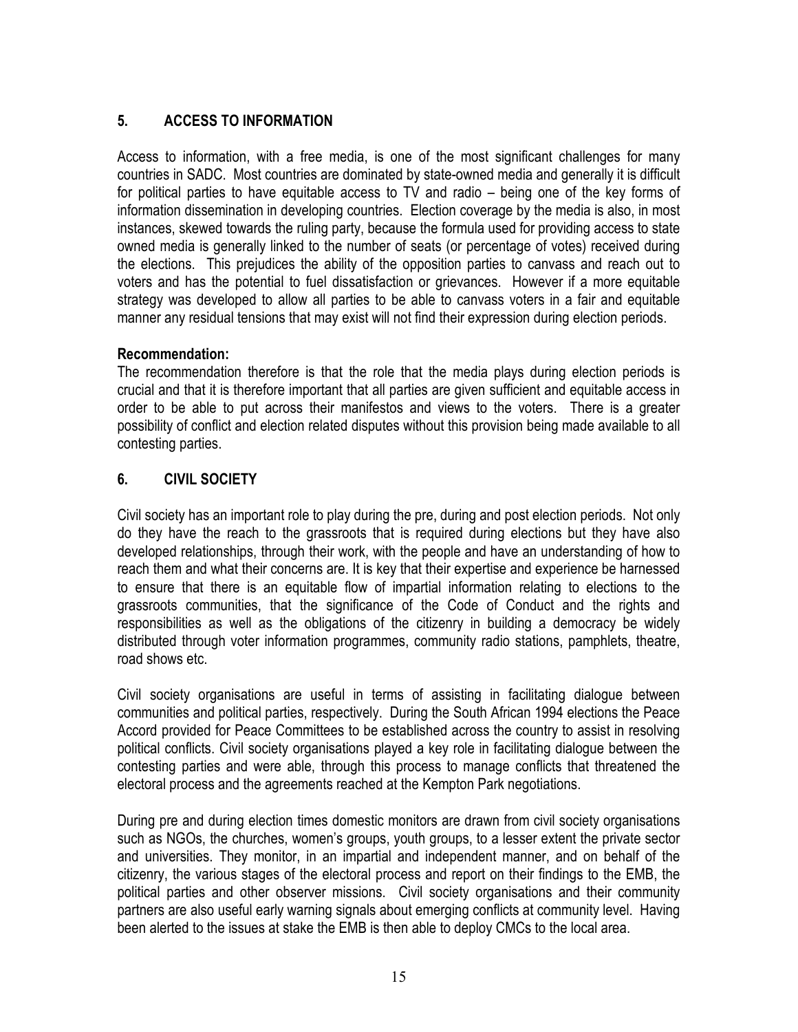## 5. ACCESS TO INFORMATION

Access to information, with a free media, is one of the most significant challenges for many countries in SADC. Most countries are dominated by state-owned media and generally it is difficult for political parties to have equitable access to TV and radio – being one of the key forms of information dissemination in developing countries. Election coverage by the media is also, in most instances, skewed towards the ruling party, because the formula used for providing access to state owned media is generally linked to the number of seats (or percentage of votes) received during the elections. This prejudices the ability of the opposition parties to canvass and reach out to voters and has the potential to fuel dissatisfaction or grievances. However if a more equitable strategy was developed to allow all parties to be able to canvass voters in a fair and equitable manner any residual tensions that may exist will not find their expression during election periods.

**Recommendation:**

The recommendation therefore is that the role that the media plays during election periods is crucial and that it is therefore important that all parties are given sufficient and equitable access in order to be able to put across their manifestos and views to the voters. There is a greater possibility of conflict and election related disputes without this provision being made available to all contesting parties.

## 6. CIVIL SOCIETY

Civil society has an important role to play during the pre, during and post election periods. Not only do they have the reach to the grassroots that is required during elections but they have also developed relationships, through their work, with the people and have an understanding of how to reach them and what their concerns are. It is key that their expertise and experience be harnessed to ensure that there is an equitable flow of impartial information relating to elections to the grassroots communities, that the significance of the Code of Conduct and the rights and responsibilities as well as the obligations of the citizenry in building a democracy be widely distributed through voter information programmes, community radio stations, pamphlets, theatre, road shows etc.

Civil society organisations are useful in terms of assisting in facilitating dialogue between communities and political parties, respectively. During the South African 1994 elections the Peace Accord provided for Peace Committees to be established across the country to assist in resolving political conflicts. Civil society organisations played a key role in facilitating dialogue between the contesting parties and were able, through this process to manage conflicts that threatened the electoral process and the agreements reached at the Kempton Park negotiations.

During pre and during election times domestic monitors are drawn from civil society organisations such as NGOs, the churches, women's groups, youth groups, to a lesser extent the private sector and universities. They monitor, in an impartial and independent manner, and on behalf of the citizenry, the various stages of the electoral process and report on their findings to the EMB, the political parties and other observer missions. Civil society organisations and their community partners are also useful early warning signals about emerging conflicts at community level. Having been alerted to the issues at stake the EMB is then able to deploy CMCs to the local area.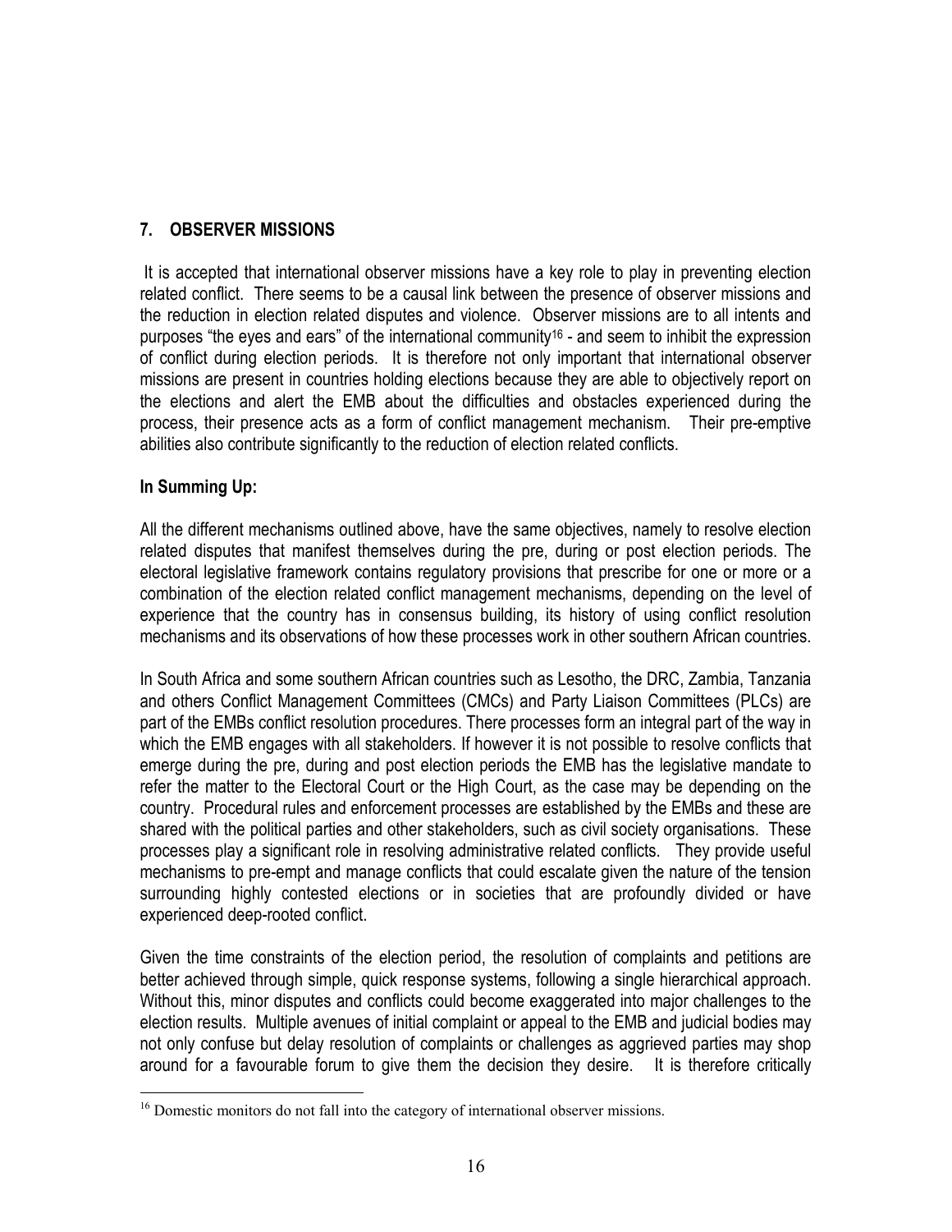## 7. OBSERVER MISSIONS

It is accepted that international observer missions have a key role to play in preventing election related conflict. There seems to be a causal link between the presence of observer missions and the reduction in election related disputes and violence. Observer missions are to all intents and purposes "the eyes and ears" of the international community[16] - and seem to inhibit the expression of conflict during election periods. It is therefore not only important that international observer missions are present in countries holding elections because they are able to objectively report on the elections and alert the EMB about the difficulties and obstacles experienced during the process, their presence acts as a form of conflict management mechanism. Their pre-emptive abilities also contribute significantly to the reduction of election related conflicts.

**In Summing Up:**

All the different mechanisms outlined above, have the same objectives, namely to resolve election related disputes that manifest themselves during the pre, during or post election periods. The electoral legislative framework contains regulatory provisions that prescribe for one or more or a combination of the election related conflict management mechanisms, depending on the level of experience that the country has in consensus building, its history of using conflict resolution mechanisms and its observations of how these processes work in other southern African countries.

In South Africa and some southern African countries such as Lesotho, the DRC, Zambia, Tanzania and others Conflict Management Committees (CMCs) and Party Liaison Committees (PLCs) are part of the EMBs conflict resolution procedures. There processes form an integral part of the way in which the EMB engages with all stakeholders. If however it is not possible to resolve conflicts that emerge during the pre, during and post election periods the EMB has the legislative mandate to refer the matter to the Electoral Court or the High Court, as the case may be depending on the country. Procedural rules and enforcement processes are established by the EMBs and these are shared with the political parties and other stakeholders, such as civil society organisations. These processes play a significant role in resolving administrative related conflicts. They provide useful mechanisms to pre-empt and manage conflicts that could escalate given the nature of the tension surrounding highly contested elections or in societies that are profoundly divided or have experienced deep-rooted conflict.

Given the time constraints of the election period, the resolution of complaints and petitions are better achieved through simple, quick response systems, following a single hierarchical approach. Without this, minor disputes and conflicts could become exaggerated into major challenges to the election results. Multiple avenues of initial complaint or appeal to the EMB and judicial bodies may not only confuse but delay resolution of complaints or challenges as aggrieved parties may shop around for a favourable forum to give them the decision they desire. It is therefore critically

[16] Domestic monitors do not fall into the category of international observer missions.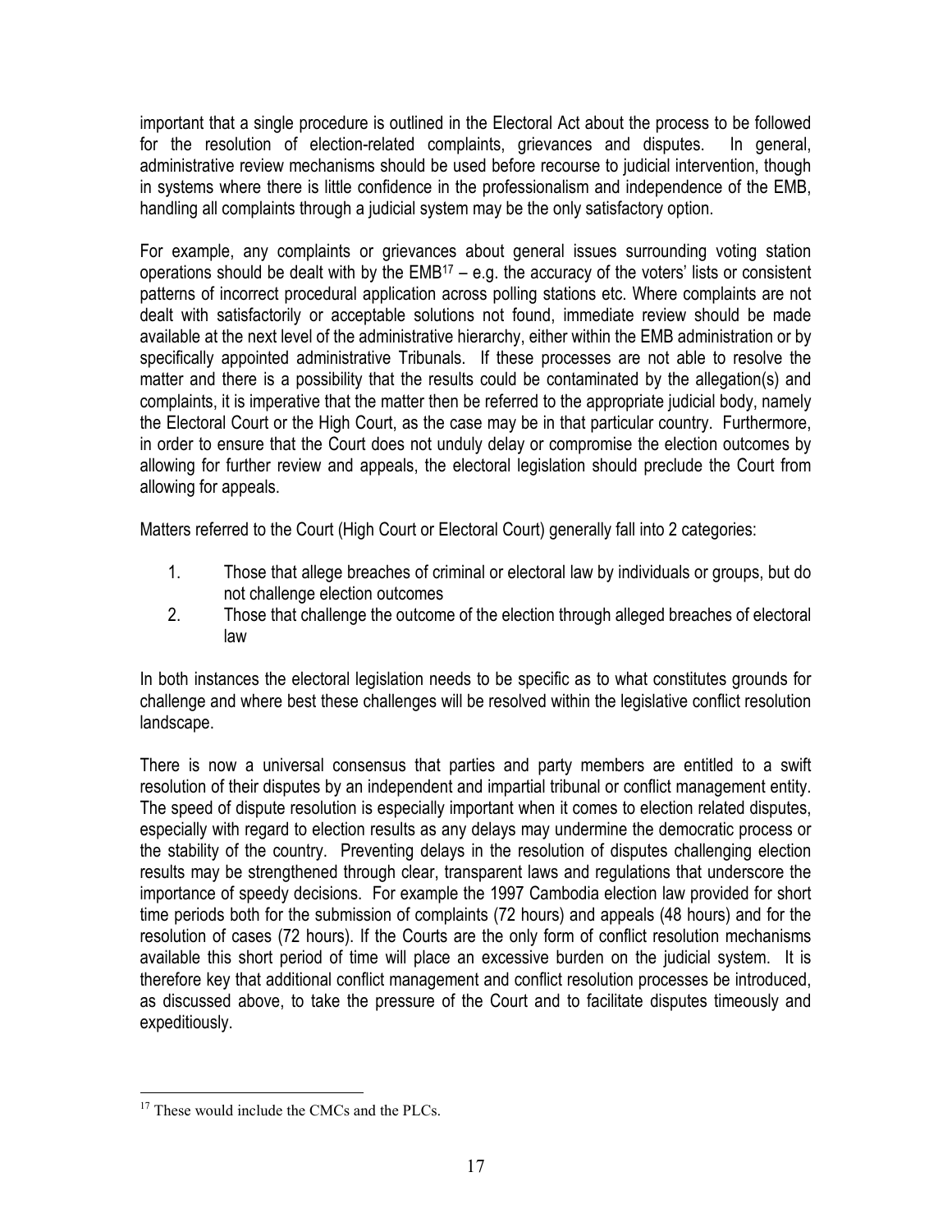important that a single procedure is outlined in the Electoral Act about the process to be followed for the resolution of election-related complaints, grievances and disputes. In general, administrative review mechanisms should be used before recourse to judicial intervention, though in systems where there is little confidence in the professionalism and independence of the EMB, handling all complaints through a judicial system may be the only satisfactory option.

For example, any complaints or grievances about general issues surrounding voting station operations should be dealt with by the EMB[17] – e.g. the accuracy of the voters' lists or consistent patterns of incorrect procedural application across polling stations etc. Where complaints are not dealt with satisfactorily or acceptable solutions not found, immediate review should be made available at the next level of the administrative hierarchy, either within the EMB administration or by specifically appointed administrative Tribunals. If these processes are not able to resolve the matter and there is a possibility that the results could be contaminated by the allegation(s) and complaints, it is imperative that the matter then be referred to the appropriate judicial body, namely the Electoral Court or the High Court, as the case may be in that particular country. Furthermore, in order to ensure that the Court does not unduly delay or compromise the election outcomes by allowing for further review and appeals, the electoral legislation should preclude the Court from allowing for appeals.

Matters referred to the Court (High Court or Electoral Court) generally fall into 2 categories:

1. Those that allege breaches of criminal or electoral law by individuals or groups, but do not challenge election outcomes
2. Those that challenge the outcome of the election through alleged breaches of electoral law

In both instances the electoral legislation needs to be specific as to what constitutes grounds for challenge and where best these challenges will be resolved within the legislative conflict resolution landscape.

There is now a universal consensus that parties and party members are entitled to a swift resolution of their disputes by an independent and impartial tribunal or conflict management entity. The speed of dispute resolution is especially important when it comes to election related disputes, especially with regard to election results as any delays may undermine the democratic process or the stability of the country. Preventing delays in the resolution of disputes challenging election results may be strengthened through clear, transparent laws and regulations that underscore the importance of speedy decisions. For example the 1997 Cambodia election law provided for short time periods both for the submission of complaints (72 hours) and appeals (48 hours) and for the resolution of cases (72 hours). If the Courts are the only form of conflict resolution mechanisms available this short period of time will place an excessive burden on the judicial system. It is therefore key that additional conflict management and conflict resolution processes be introduced, as discussed above, to take the pressure of the Court and to facilitate disputes timeously and expeditiously.

---

[17] These would include the CMCs and the PLCs.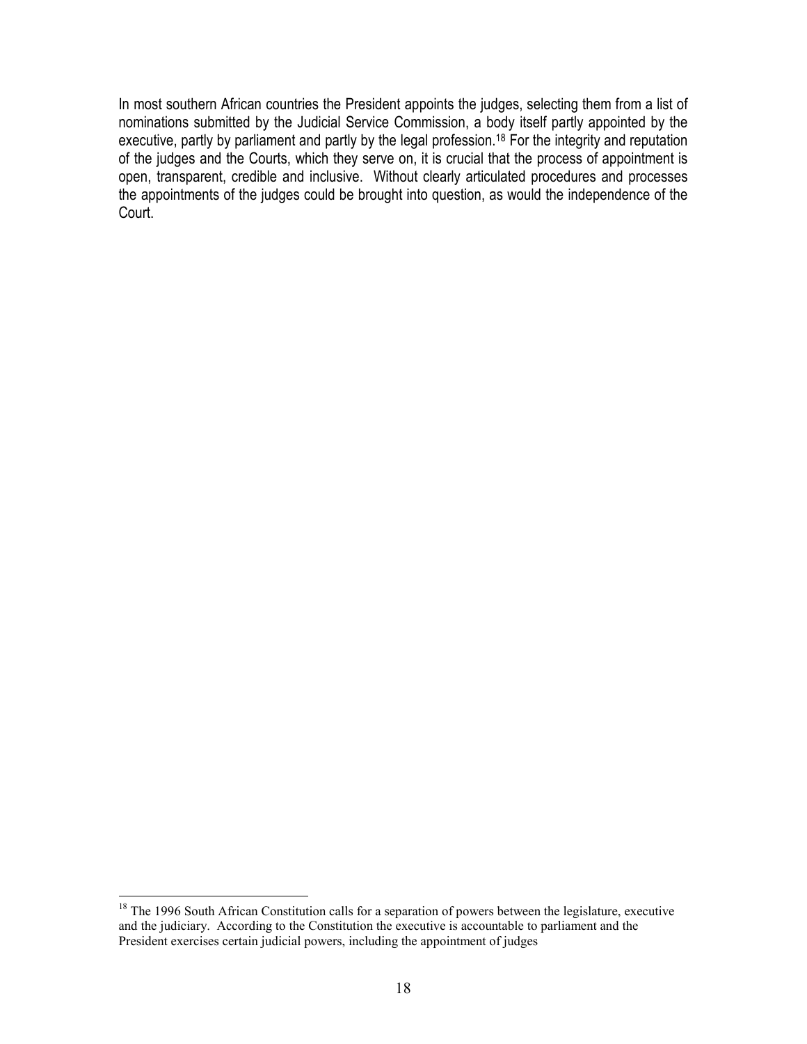In most southern African countries the President appoints the judges, selecting them from a list of nominations submitted by the Judicial Service Commission, a body itself partly appointed by the executive, partly by parliament and partly by the legal profession.[18] For the integrity and reputation of the judges and the Courts, which they serve on, it is crucial that the process of appointment is open, transparent, credible and inclusive. Without clearly articulated procedures and processes the appointments of the judges could be brought into question, as would the independence of the Court.

[18] The 1996 South African Constitution calls for a separation of powers between the legislature, executive and the judiciary. According to the Constitution the executive is accountable to parliament and the President exercises certain judicial powers, including the appointment of judges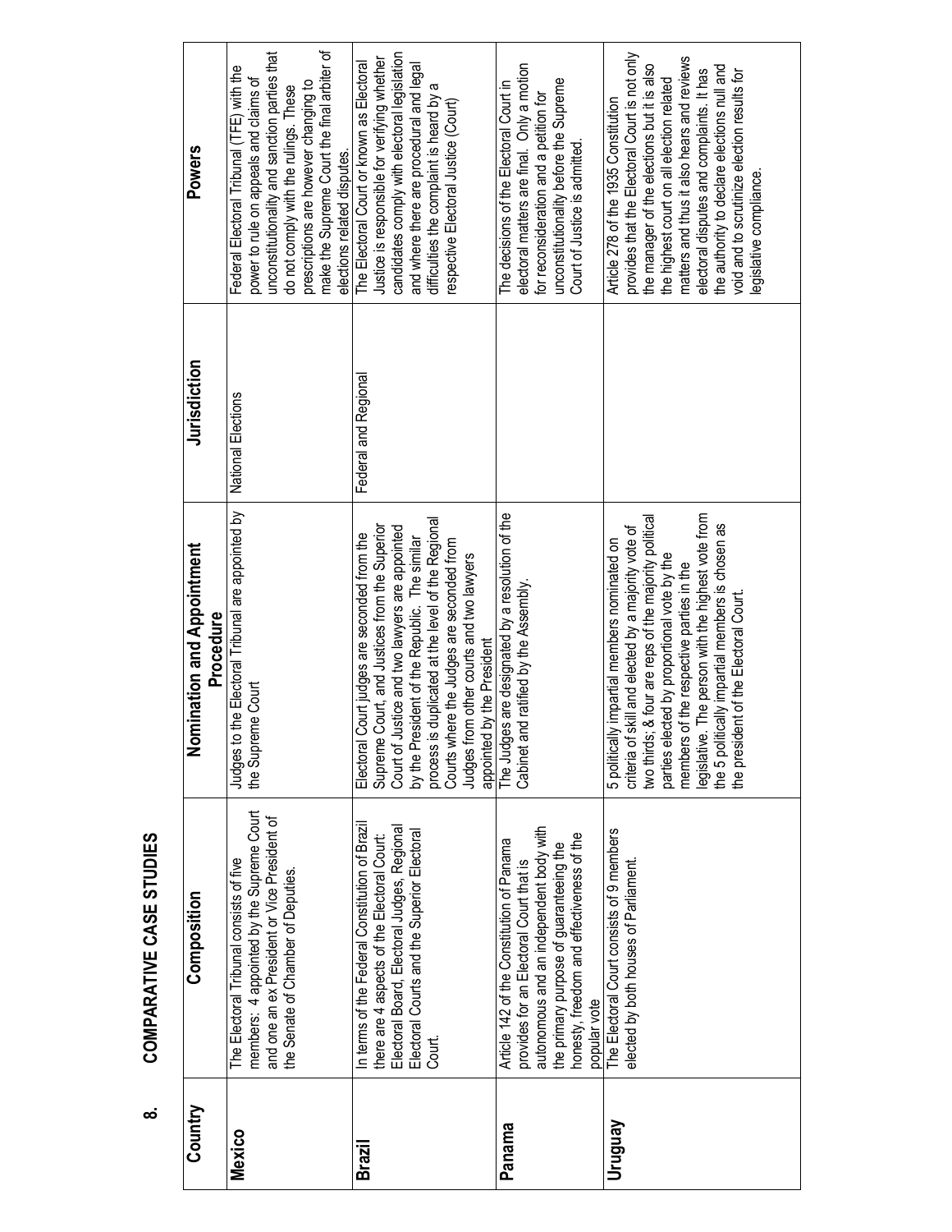## 8. COMPARATIVE CASE STUDIES

| Country | Composition | Nomination and Appointment Procedure | Jurisdiction | Powers |
|---|---|---|---|---|
| **Mexico** | The Electoral Tribunal consists of five members: 4 appointed by the Supreme Court and one an ex President or Vice President of the Senate of Chamber of Deputies. | Judges to the Electoral Tribunal are appointed by the Supreme Court | National Elections | Federal Electoral Tribunal (TFE) with the power to rule on appeals and claims of unconstitutionality and sanction parties that do not comply with the rulings. These prescriptions are however changing to make the Supreme Court the final arbiter of elections related disputes. |
| **Brazil** | In terms of the Federal Constitution of Brazil there are 4 aspects of the Electoral Court: Electoral Board, Electoral Judges, Regional Electoral Courts and the Superior Electoral Court. | Electoral Court judges are seconded from the Supreme Court, and Justices from the Superior Court of Justice and two lawyers are appointed by the President of the Republic. The similar process is duplicated at the level of the Regional Courts where the Judges are seconded from Judges from other courts and two lawyers appointed by the President | Federal and Regional | The Electoral Court or known as Electoral Justice is responsible for verifying whether candidates comply with electoral legislation and where there are procedural and legal difficulties the complaint is heard by a respective Electoral Justice (Court) |
| **Panama** | Article 142 of the Constitution of Panama provides for an Electoral Court that is autonomous and an independent body with the primary purpose of guaranteeing the honesty, freedom and effectiveness of the popular vote | The Judges are designated by a resolution of the Cabinet and ratified by the Assembly. | | The decisions of the Electoral Court in electoral matters are final. Only a motion for reconsideration and a petition for unconstitutionality before the Supreme Court of Justice is admitted. |
| **Uruguay** | The Electoral Court consists of 9 members elected by both houses of Parliament. | 5 politically impartial members nominated on criteria of skill and elected by a majority vote of two thirds; & four are reps of the majority political parties elected by proportional vote by the members of the respective parties in the legislative. The person with the highest vote from the 5 politically impartial members is chosen as the president of the Electoral Court. | | Article 278 of the 1935 Constitution provides that the Electoral Court is not only the manager of the elections but it is also the highest court on all election related matters and thus it also hears and reviews electoral disputes and complaints. It has the authority to declare elections null and void and to scrutinize election results for legislative compliance. |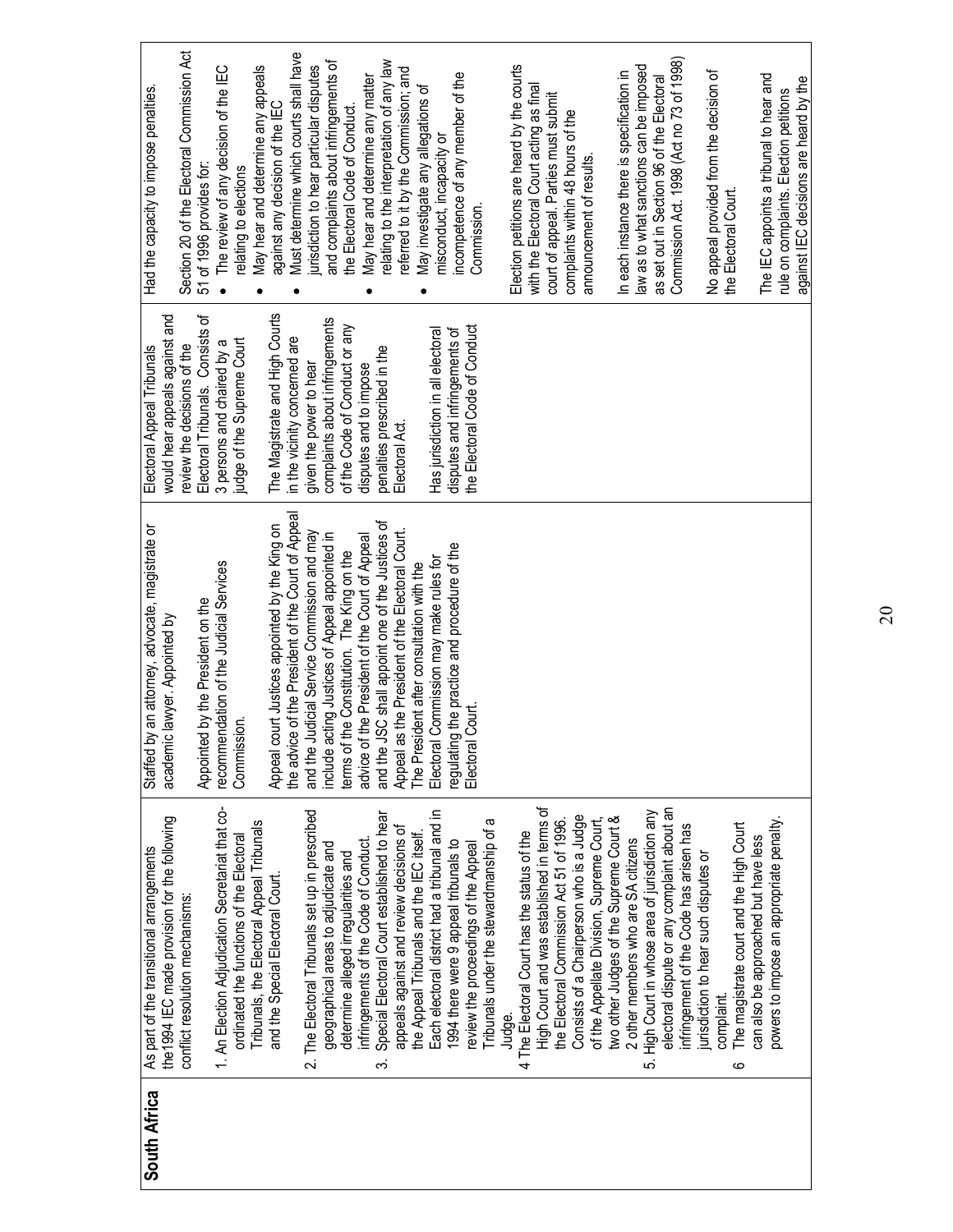| South Africa | As part of the transitional arrangements the1994 IEC made provision for the following conflict resolution mechanisms:<br><br>1. An Election Adjudication Secretariat that co-ordinated the functions of the Electoral Tribunals, the Electoral Appeal Tribunals and the Special Electoral Court.<br>2. The Electoral Tribunals set up in prescribed geographical areas to adjudicate and determine alleged irregularities and infringements of the Code of Conduct.<br>3. Special Electoral Court established to hear appeals against and review decisions of the Appeal Tribunals and the IEC itself. Each electoral district had a tribunal and in 1994 there were 9 appeal tribunals to review the proceedings of the Appeal Tribunals under the stewardmanship of a Judge.<br>4 The Electoral Court has the status of the High Court and was established in terms of the Electoral Commission Act 51 of 1996. Consists of a Chairperson who is a Judge of the Appellate Division, Supreme Court, two other Judges of the Supreme Court & 2 other members who are SA citizens<br>5. High Court in whose area of jurisdiction any electoral dispute or any complaint about an infringement of the Code has arisen has jurisdiction to hear such disputes or complaint.<br>6 The magistrate court and the High Court can also be approached but have less powers to impose an appropriate penalty. | Staffed by an attorney, advocate, magistrate or academic lawyer. Appointed by<br><br>Appointed by the President on the recommendation of the Judicial Services Commission.<br><br>Appeal court Justices appointed by the King on the advice of the President of the Court of Appeal and the Judicial Service Commission and may include acting Justices of Appeal appointed in terms of the Constitution. The King on the advice of the President of the Court of Appeal and the JSC shall appoint one of the Justices of Appeal as the President of the Electoral Court. The President after consultation with the Electoral Commission may make rules for regulating the practice and procedure of the Electoral Court. | Electoral Appeal Tribunals would hear appeals against and review the decisions of the Electoral Tribunals. Consists of 3 persons and chaired by a judge of the Supreme Court<br><br>The Magistrate and High Courts in the vicinity concerned are given the power to hear complaints about infringements of the Code of Conduct or any disputes and to impose penalties prescribed in the Electoral Act.<br><br>Has jurisdiction in all electoral disputes and infringements of the Electoral Code of Conduct | Had the capacity to impose penalties.<br><br>Section 20 of the Electoral Commission Act 51 of 1996 provides for:<br>• The review of any decision of the IEC relating to elections<br>• May hear and determine any appeals against any decision of the IEC<br>• Must determine which courts shall have jurisdiction to hear particular disputes and complaints about infringements of the Electoral Code of Conduct.<br>• May hear and determine any matter relating to the interpretation of any law referred to it by the Commission; and<br>• May investigate any allegations of misconduct, incapacity or incompetence of any member of the Commission.<br><br>Election petitions are heard by the courts with the Electoral Court acting as final court of appeal. Parties must submit complaints within 48 hours of the announcement of results.<br><br>In each instance there is specification in law as to what sanctions can be imposed as set out in Section 96 of the Electoral Commission Act. 1998 (Act no 73 of 1998)<br><br>No appeal provided from the decision of the Electoral Court.<br><br>The IEC appoints a tribunal to hear and rule on complaints. Election petitions against IEC decisions are heard by the |
|---|---|---|---|---|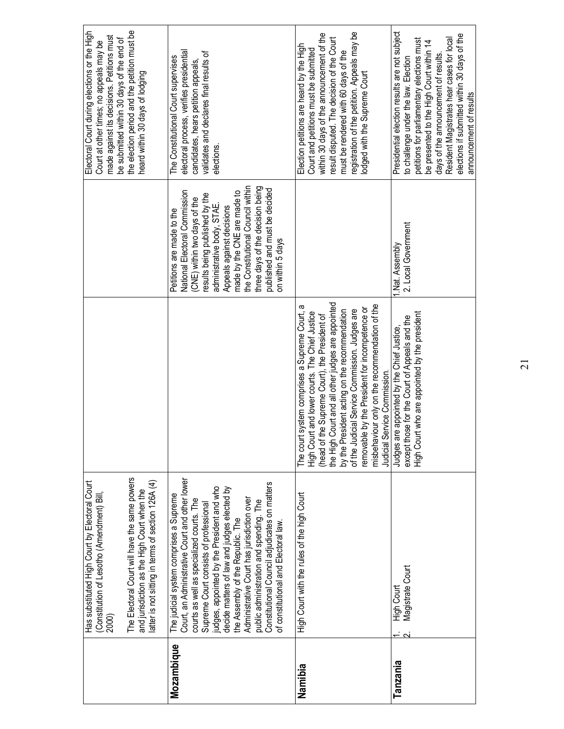| | | | | |
|---|---|---|---|---|
| | Has substituted High Court by Electoral Court (Constitution of Lesotho (Amendment) Bill, 2000)<br><br>The Electoral Court will have the same powers and jurisdiction as the High Court when the latter is not sitting in terms of section 126A (4) | | | Electoral Court during elections or the High Court at other times; no appeals may be made against its decisions. Petitions must be submitted within 30 days of the end of the election period and the petition must be heard within 30 days of lodging |
| **Mozambique** | The judicial system comprises a Supreme Court, an Administrative Court and other lower courts as well as specialized courts. The Supreme Court consists of professional judges, appointed by the President and who decide matters of law and judges elected by the Assembly of the Republic. The Administrative Court has jurisdiction over public administration and spending. The Constitutional Council adjudicates on matters of constitutional and Electoral law. | | Petitions are made to the National Electoral Commission (CNE) within two days of the results being published by the administrative body, STAE. Appeals against decisions made by the CNE are made to the Constitutional Council within three days of the decision being published and must be decided on within 5 days | The Constitutional Court supervises electoral process, verifies presidential candidates, hears petition appeals, validates and declares final results of elections. |
| **Namibia** | High Court with the rules of the high Court | The court system comprises a Supreme Court, a High Court and lower courts. The Chief Justice (head of the Supreme Court), the President of the High Court and all other judges are appointed by the President acting on the recommendation of the Judicial Service Commission. Judges are removable by the President for incompetence or misbehaviour only on the recommendation of the Judicial Service Commission. | | Election petitions are heard by the High Court and petitions must be submitted within 30 days of the announcement of the result disputed. The decision of the Court must be rendered with 60 days of the registration of the petition. Appeals may be lodged with the Supreme Court |
| **Tanzania** | 1. High Court<br>2. Magistrate Court | Judges are appointed by the Chief Justice, except those for the Court of Appeals and the High Court who are appointed by the president | 1. Nat. Assembly<br>2. Local Government | Presidential election results are not subject to challenge under the law. Election petitions for parliamentary elections must be presented to the High Court within 14 days of the announcement of results. Resident Magistrates hear cases for local elections if submitted within 30 days of the announcement of results |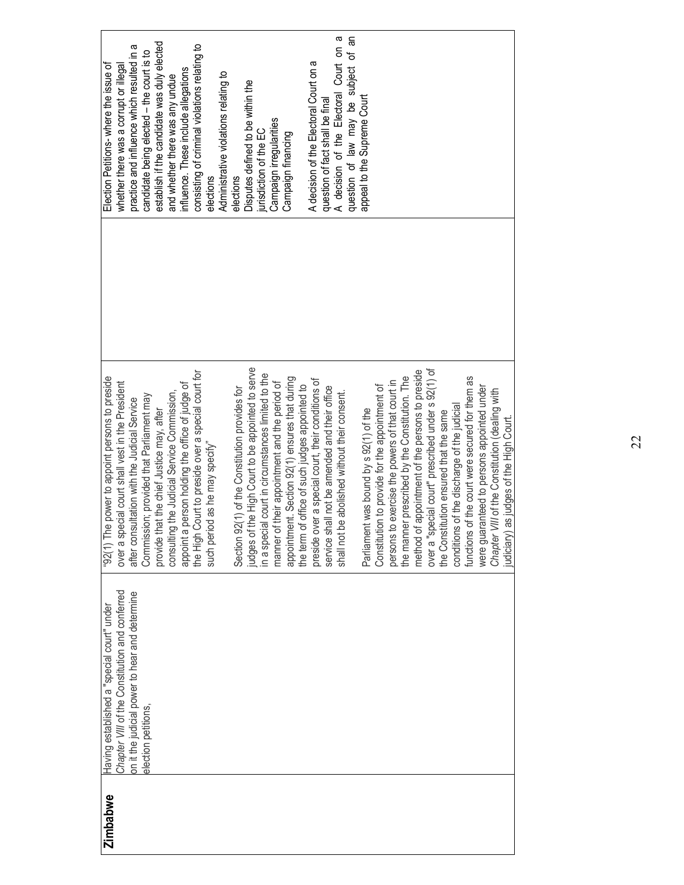| Zimbabwe | Having established a "special court" under *Chapter VIII* of the Constitution and conferred on it the judicial power to hear and determine election petitions, | "92(1) The power to appoint persons to preside over a special court shall vest in the President after consultation with the Judicial Service Commission; provided that Parliament may provide that the chief Justice may, after consulting the Judicial Service Commission, appoint a person holding the office of judge of the High Court to preside over a special court for such period as he may specify"<br><br>Section 92(1) of the Constitution provides for judges of the High Court to be appointed to serve in a special court in circumstances limited to the manner of their appointment and the period of appointment. Section 92(1) ensures that during the term of office of such judges appointed to preside over a special court, their conditions of service shall not be amended and their office shall not be abolished without their consent.<br><br>Parliament was bound by s 92(1) of the Constitution to provide for the appointment of persons to exercise the powers of that court in the manner prescribed by the Constitution. The method of appointment of the persons to preside over a "special court" prescribed under s 92(1) of the Constitution ensured that the same conditions of the discharge of the judicial functions of the court were secured for them as were guaranteed to persons appointed under *Chapter VIII* of the Constitution (dealing with judiciary) as judges of the High Court. | | Election Petitions- where the issue of whether there was a corrupt or illegal practice and influence which resulted in a candidate being elected – the court is to establish if the candidate was duly elected and whether there was any undue influence. These include allegations consisting of criminal violations relating to elections<br>Administrative violations relating to elections<br>Disputes defined to be within the jurisdiction of the EC<br>Campaign irregularities<br>Campaign financing<br><br>A decision of the Electoral Court on a question of fact shall be final<br>A decision of the Electoral Court on a question of law may be subject of an appeal to the Supreme Court |
|---|---|---|---|---|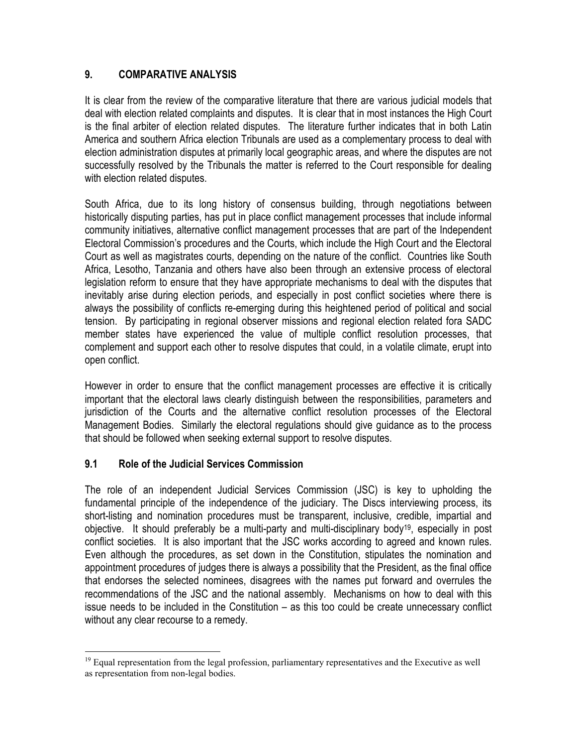## 9. COMPARATIVE ANALYSIS

It is clear from the review of the comparative literature that there are various judicial models that deal with election related complaints and disputes. It is clear that in most instances the High Court is the final arbiter of election related disputes. The literature further indicates that in both Latin America and southern Africa election Tribunals are used as a complementary process to deal with election administration disputes at primarily local geographic areas, and where the disputes are not successfully resolved by the Tribunals the matter is referred to the Court responsible for dealing with election related disputes.

South Africa, due to its long history of consensus building, through negotiations between historically disputing parties, has put in place conflict management processes that include informal community initiatives, alternative conflict management processes that are part of the Independent Electoral Commission's procedures and the Courts, which include the High Court and the Electoral Court as well as magistrates courts, depending on the nature of the conflict. Countries like South Africa, Lesotho, Tanzania and others have also been through an extensive process of electoral legislation reform to ensure that they have appropriate mechanisms to deal with the disputes that inevitably arise during election periods, and especially in post conflict societies where there is always the possibility of conflicts re-emerging during this heightened period of political and social tension. By participating in regional observer missions and regional election related fora SADC member states have experienced the value of multiple conflict resolution processes, that complement and support each other to resolve disputes that could, in a volatile climate, erupt into open conflict.

However in order to ensure that the conflict management processes are effective it is critically important that the electoral laws clearly distinguish between the responsibilities, parameters and jurisdiction of the Courts and the alternative conflict resolution processes of the Electoral Management Bodies. Similarly the electoral regulations should give guidance as to the process that should be followed when seeking external support to resolve disputes.

### 9.1 Role of the Judicial Services Commission

The role of an independent Judicial Services Commission (JSC) is key to upholding the fundamental principle of the independence of the judiciary. The Discs interviewing process, its short-listing and nomination procedures must be transparent, inclusive, credible, impartial and objective. It should preferably be a multi-party and multi-disciplinary body[19], especially in post conflict societies. It is also important that the JSC works according to agreed and known rules. Even although the procedures, as set down in the Constitution, stipulates the nomination and appointment procedures of judges there is always a possibility that the President, as the final office that endorses the selected nominees, disagrees with the names put forward and overrules the recommendations of the JSC and the national assembly. Mechanisms on how to deal with this issue needs to be included in the Constitution – as this too could be create unnecessary conflict without any clear recourse to a remedy.

---

[19] Equal representation from the legal profession, parliamentary representatives and the Executive as well as representation from non-legal bodies.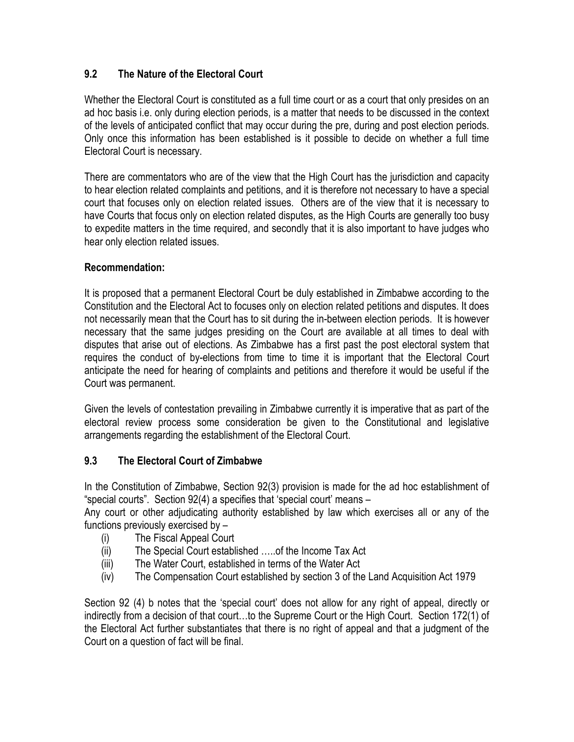## 9.2 The Nature of the Electoral Court

Whether the Electoral Court is constituted as a full time court or as a court that only presides on an ad hoc basis i.e. only during election periods, is a matter that needs to be discussed in the context of the levels of anticipated conflict that may occur during the pre, during and post election periods. Only once this information has been established is it possible to decide on whether a full time Electoral Court is necessary.

There are commentators who are of the view that the High Court has the jurisdiction and capacity to hear election related complaints and petitions, and it is therefore not necessary to have a special court that focuses only on election related issues. Others are of the view that it is necessary to have Courts that focus only on election related disputes, as the High Courts are generally too busy to expedite matters in the time required, and secondly that it is also important to have judges who hear only election related issues.

**Recommendation:**

It is proposed that a permanent Electoral Court be duly established in Zimbabwe according to the Constitution and the Electoral Act to focuses only on election related petitions and disputes. It does not necessarily mean that the Court has to sit during the in-between election periods. It is however necessary that the same judges presiding on the Court are available at all times to deal with disputes that arise out of elections. As Zimbabwe has a first past the post electoral system that requires the conduct of by-elections from time to time it is important that the Electoral Court anticipate the need for hearing of complaints and petitions and therefore it would be useful if the Court was permanent.

Given the levels of contestation prevailing in Zimbabwe currently it is imperative that as part of the electoral review process some consideration be given to the Constitutional and legislative arrangements regarding the establishment of the Electoral Court.

## 9.3 The Electoral Court of Zimbabwe

In the Constitution of Zimbabwe, Section 92(3) provision is made for the ad hoc establishment of "special courts". Section 92(4) a specifies that 'special court' means –

Any court or other adjudicating authority established by law which exercises all or any of the functions previously exercised by –

(i) The Fiscal Appeal Court
(ii) The Special Court established …..of the Income Tax Act
(iii) The Water Court, established in terms of the Water Act
(iv) The Compensation Court established by section 3 of the Land Acquisition Act 1979

Section 92 (4) b notes that the 'special court' does not allow for any right of appeal, directly or indirectly from a decision of that court…to the Supreme Court or the High Court. Section 172(1) of the Electoral Act further substantiates that there is no right of appeal and that a judgment of the Court on a question of fact will be final.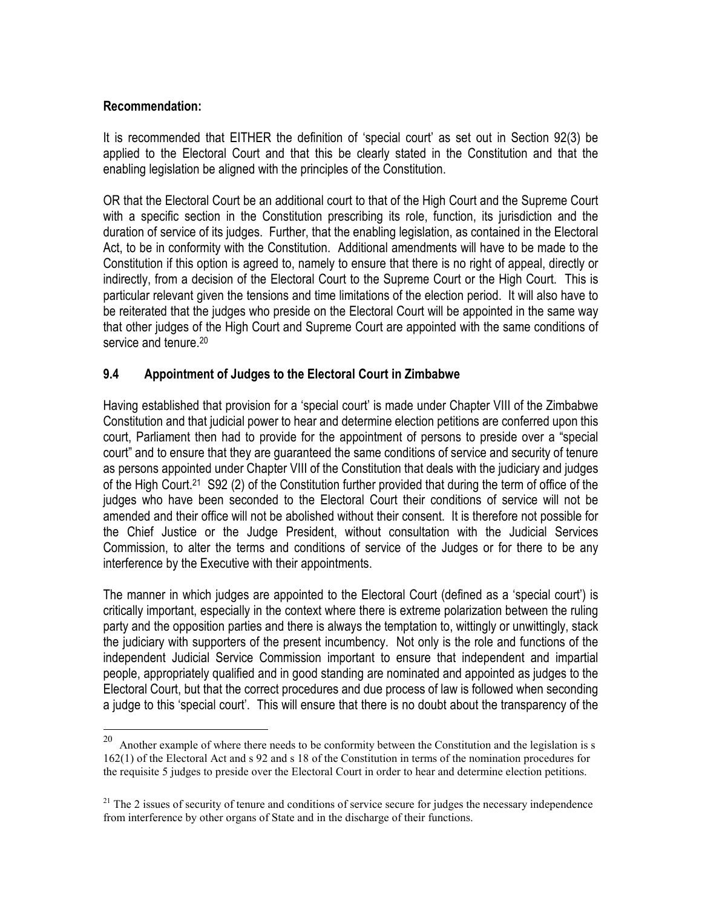**Recommendation:**

It is recommended that EITHER the definition of 'special court' as set out in Section 92(3) be applied to the Electoral Court and that this be clearly stated in the Constitution and that the enabling legislation be aligned with the principles of the Constitution.

OR that the Electoral Court be an additional court to that of the High Court and the Supreme Court with a specific section in the Constitution prescribing its role, function, its jurisdiction and the duration of service of its judges. Further, that the enabling legislation, as contained in the Electoral Act, to be in conformity with the Constitution. Additional amendments will have to be made to the Constitution if this option is agreed to, namely to ensure that there is no right of appeal, directly or indirectly, from a decision of the Electoral Court to the Supreme Court or the High Court. This is particular relevant given the tensions and time limitations of the election period. It will also have to be reiterated that the judges who preside on the Electoral Court will be appointed in the same way that other judges of the High Court and Supreme Court are appointed with the same conditions of service and tenure.[20]

### 9.4 Appointment of Judges to the Electoral Court in Zimbabwe

Having established that provision for a 'special court' is made under Chapter VIII of the Zimbabwe Constitution and that judicial power to hear and determine election petitions are conferred upon this court, Parliament then had to provide for the appointment of persons to preside over a "special court" and to ensure that they are guaranteed the same conditions of service and security of tenure as persons appointed under Chapter VIII of the Constitution that deals with the judiciary and judges of the High Court.[21] S92 (2) of the Constitution further provided that during the term of office of the judges who have been seconded to the Electoral Court their conditions of service will not be amended and their office will not be abolished without their consent. It is therefore not possible for the Chief Justice or the Judge President, without consultation with the Judicial Services Commission, to alter the terms and conditions of service of the Judges or for there to be any interference by the Executive with their appointments.

The manner in which judges are appointed to the Electoral Court (defined as a 'special court') is critically important, especially in the context where there is extreme polarization between the ruling party and the opposition parties and there is always the temptation to, wittingly or unwittingly, stack the judiciary with supporters of the present incumbency. Not only is the role and functions of the independent Judicial Service Commission important to ensure that independent and impartial people, appropriately qualified and in good standing are nominated and appointed as judges to the Electoral Court, but that the correct procedures and due process of law is followed when seconding a judge to this 'special court'. This will ensure that there is no doubt about the transparency of the

---

[20] Another example of where there needs to be conformity between the Constitution and the legislation is s 162(1) of the Electoral Act and s 92 and s 18 of the Constitution in terms of the nomination procedures for the requisite 5 judges to preside over the Electoral Court in order to hear and determine election petitions.

[21] The 2 issues of security of tenure and conditions of service secure for judges the necessary independence from interference by other organs of State and in the discharge of their functions.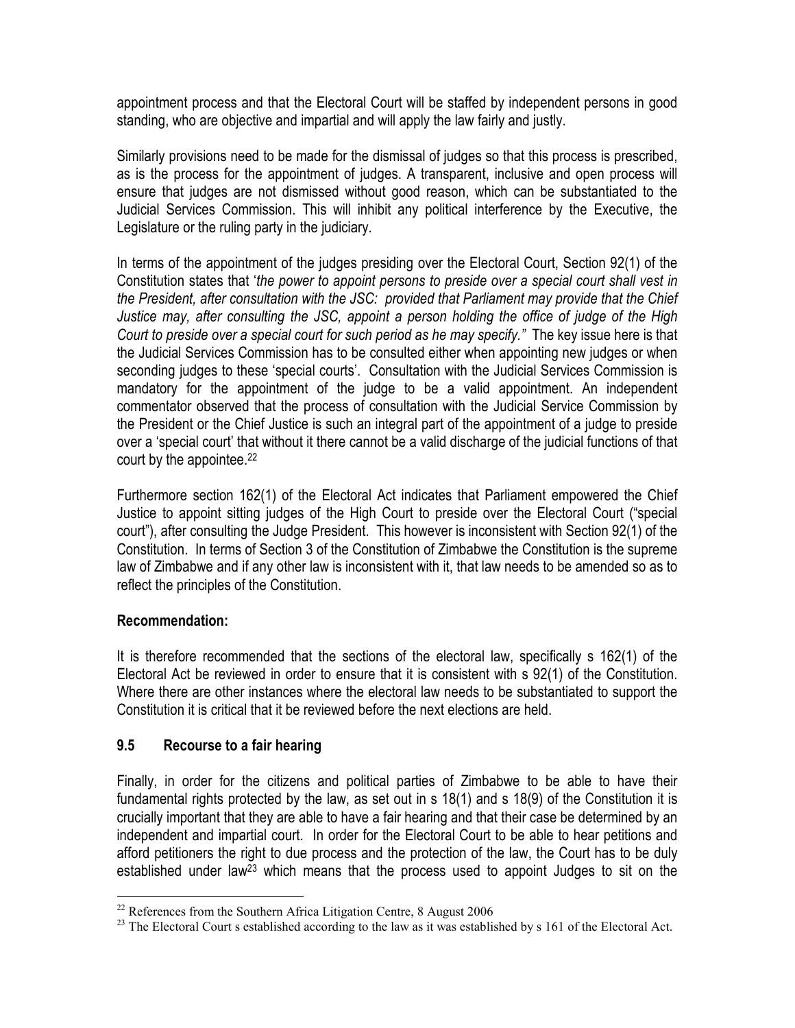appointment process and that the Electoral Court will be staffed by independent persons in good standing, who are objective and impartial and will apply the law fairly and justly.

Similarly provisions need to be made for the dismissal of judges so that this process is prescribed, as is the process for the appointment of judges. A transparent, inclusive and open process will ensure that judges are not dismissed without good reason, which can be substantiated to the Judicial Services Commission. This will inhibit any political interference by the Executive, the Legislature or the ruling party in the judiciary.

In terms of the appointment of the judges presiding over the Electoral Court, Section 92(1) of the Constitution states that '*the power to appoint persons to preside over a special court shall vest in the President, after consultation with the JSC: provided that Parliament may provide that the Chief Justice may, after consulting the JSC, appoint a person holding the office of judge of the High Court to preside over a special court for such period as he may specify."* The key issue here is that the Judicial Services Commission has to be consulted either when appointing new judges or when seconding judges to these 'special courts'. Consultation with the Judicial Services Commission is mandatory for the appointment of the judge to be a valid appointment. An independent commentator observed that the process of consultation with the Judicial Service Commission by the President or the Chief Justice is such an integral part of the appointment of a judge to preside over a 'special court' that without it there cannot be a valid discharge of the judicial functions of that court by the appointee.[22]

Furthermore section 162(1) of the Electoral Act indicates that Parliament empowered the Chief Justice to appoint sitting judges of the High Court to preside over the Electoral Court ("special court"), after consulting the Judge President. This however is inconsistent with Section 92(1) of the Constitution. In terms of Section 3 of the Constitution of Zimbabwe the Constitution is the supreme law of Zimbabwe and if any other law is inconsistent with it, that law needs to be amended so as to reflect the principles of the Constitution.

**Recommendation:**

It is therefore recommended that the sections of the electoral law, specifically s 162(1) of the Electoral Act be reviewed in order to ensure that it is consistent with s 92(1) of the Constitution. Where there are other instances where the electoral law needs to be substantiated to support the Constitution it is critical that it be reviewed before the next elections are held.

### 9.5 Recourse to a fair hearing

Finally, in order for the citizens and political parties of Zimbabwe to be able to have their fundamental rights protected by the law, as set out in s 18(1) and s 18(9) of the Constitution it is crucially important that they are able to have a fair hearing and that their case be determined by an independent and impartial court. In order for the Electoral Court to be able to hear petitions and afford petitioners the right to due process and the protection of the law, the Court has to be duly established under law[23] which means that the process used to appoint Judges to sit on the

[22] References from the Southern Africa Litigation Centre, 8 August 2006

[23] The Electoral Court s established according to the law as it was established by s 161 of the Electoral Act.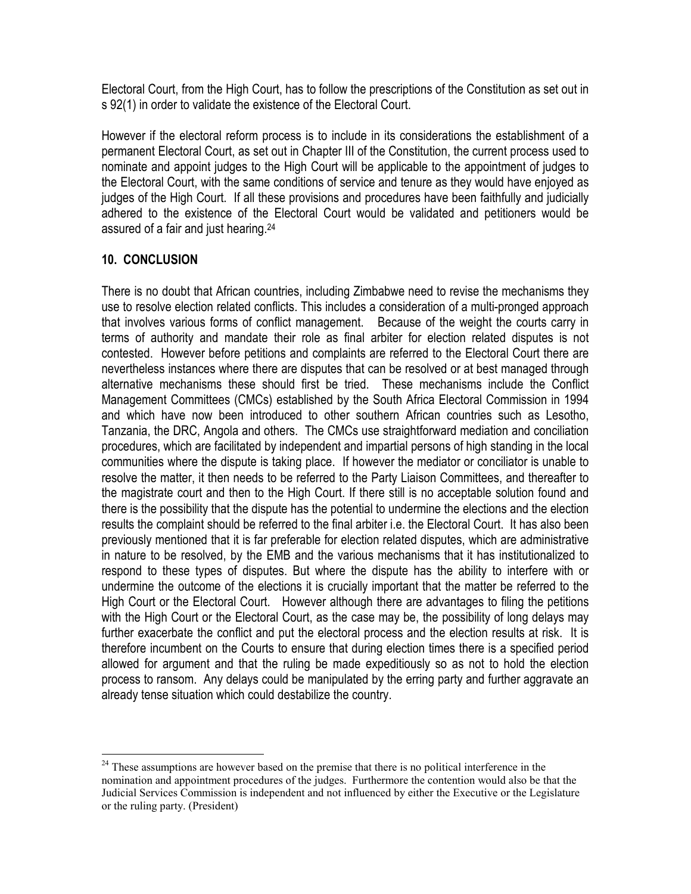Electoral Court, from the High Court, has to follow the prescriptions of the Constitution as set out in s 92(1) in order to validate the existence of the Electoral Court.

However if the electoral reform process is to include in its considerations the establishment of a permanent Electoral Court, as set out in Chapter III of the Constitution, the current process used to nominate and appoint judges to the High Court will be applicable to the appointment of judges to the Electoral Court, with the same conditions of service and tenure as they would have enjoyed as judges of the High Court. If all these provisions and procedures have been faithfully and judicially adhered to the existence of the Electoral Court would be validated and petitioners would be assured of a fair and just hearing.[24]

## 10. CONCLUSION

There is no doubt that African countries, including Zimbabwe need to revise the mechanisms they use to resolve election related conflicts. This includes a consideration of a multi-pronged approach that involves various forms of conflict management. Because of the weight the courts carry in terms of authority and mandate their role as final arbiter for election related disputes is not contested. However before petitions and complaints are referred to the Electoral Court there are nevertheless instances where there are disputes that can be resolved or at best managed through alternative mechanisms these should first be tried. These mechanisms include the Conflict Management Committees (CMCs) established by the South Africa Electoral Commission in 1994 and which have now been introduced to other southern African countries such as Lesotho, Tanzania, the DRC, Angola and others. The CMCs use straightforward mediation and conciliation procedures, which are facilitated by independent and impartial persons of high standing in the local communities where the dispute is taking place. If however the mediator or conciliator is unable to resolve the matter, it then needs to be referred to the Party Liaison Committees, and thereafter to the magistrate court and then to the High Court. If there still is no acceptable solution found and there is the possibility that the dispute has the potential to undermine the elections and the election results the complaint should be referred to the final arbiter i.e. the Electoral Court. It has also been previously mentioned that it is far preferable for election related disputes, which are administrative in nature to be resolved, by the EMB and the various mechanisms that it has institutionalized to respond to these types of disputes. But where the dispute has the ability to interfere with or undermine the outcome of the elections it is crucially important that the matter be referred to the High Court or the Electoral Court. However although there are advantages to filing the petitions with the High Court or the Electoral Court, as the case may be, the possibility of long delays may further exacerbate the conflict and put the electoral process and the election results at risk. It is therefore incumbent on the Courts to ensure that during election times there is a specified period allowed for argument and that the ruling be made expeditiously so as not to hold the election process to ransom. Any delays could be manipulated by the erring party and further aggravate an already tense situation which could destabilize the country.

---

[24] These assumptions are however based on the premise that there is no political interference in the nomination and appointment procedures of the judges. Furthermore the contention would also be that the Judicial Services Commission is independent and not influenced by either the Executive or the Legislature or the ruling party. (President)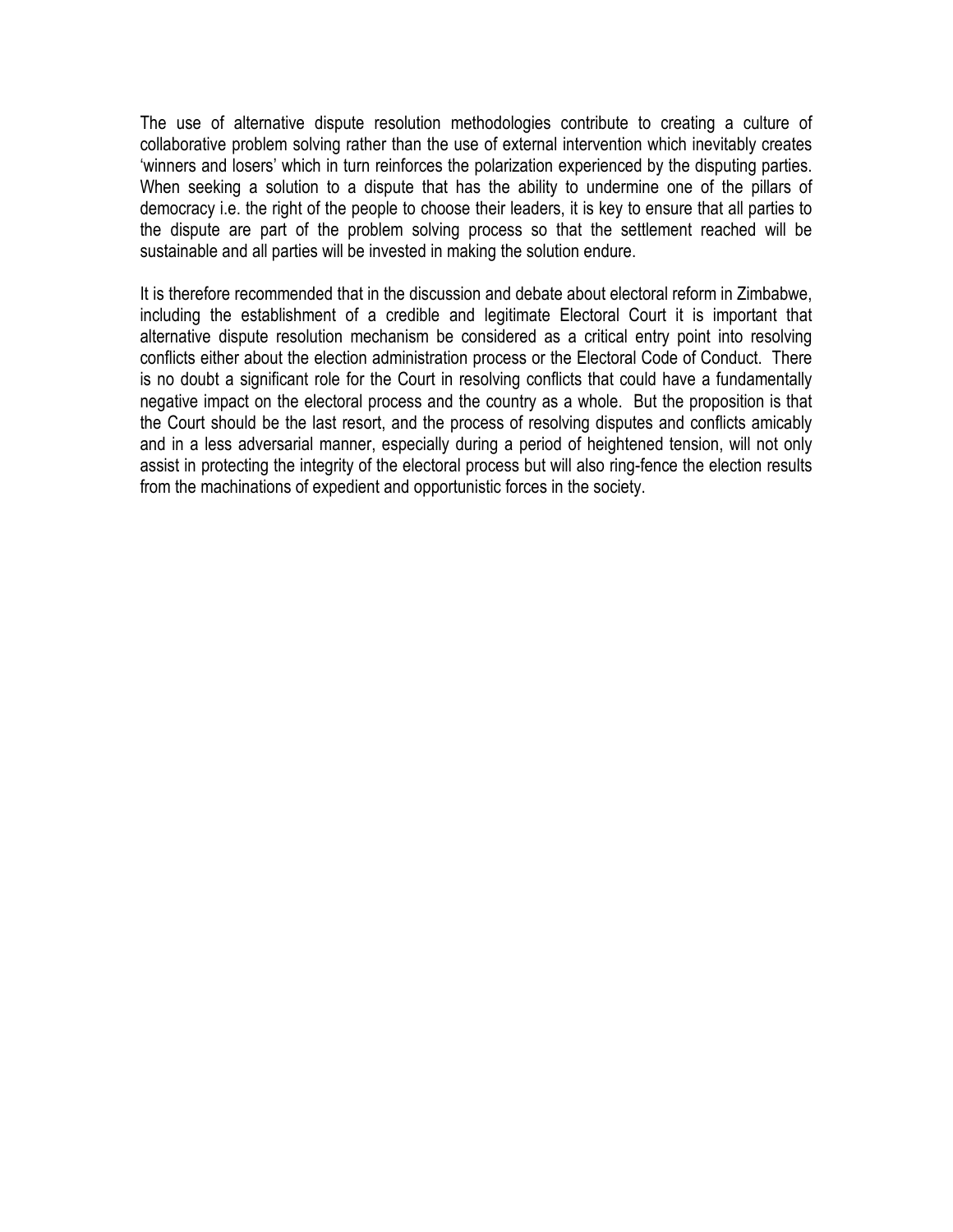The use of alternative dispute resolution methodologies contribute to creating a culture of collaborative problem solving rather than the use of external intervention which inevitably creates 'winners and losers' which in turn reinforces the polarization experienced by the disputing parties. When seeking a solution to a dispute that has the ability to undermine one of the pillars of democracy i.e. the right of the people to choose their leaders, it is key to ensure that all parties to the dispute are part of the problem solving process so that the settlement reached will be sustainable and all parties will be invested in making the solution endure.

It is therefore recommended that in the discussion and debate about electoral reform in Zimbabwe, including the establishment of a credible and legitimate Electoral Court it is important that alternative dispute resolution mechanism be considered as a critical entry point into resolving conflicts either about the election administration process or the Electoral Code of Conduct. There is no doubt a significant role for the Court in resolving conflicts that could have a fundamentally negative impact on the electoral process and the country as a whole. But the proposition is that the Court should be the last resort, and the process of resolving disputes and conflicts amicably and in a less adversarial manner, especially during a period of heightened tension, will not only assist in protecting the integrity of the electoral process but will also ring-fence the election results from the machinations of expedient and opportunistic forces in the society.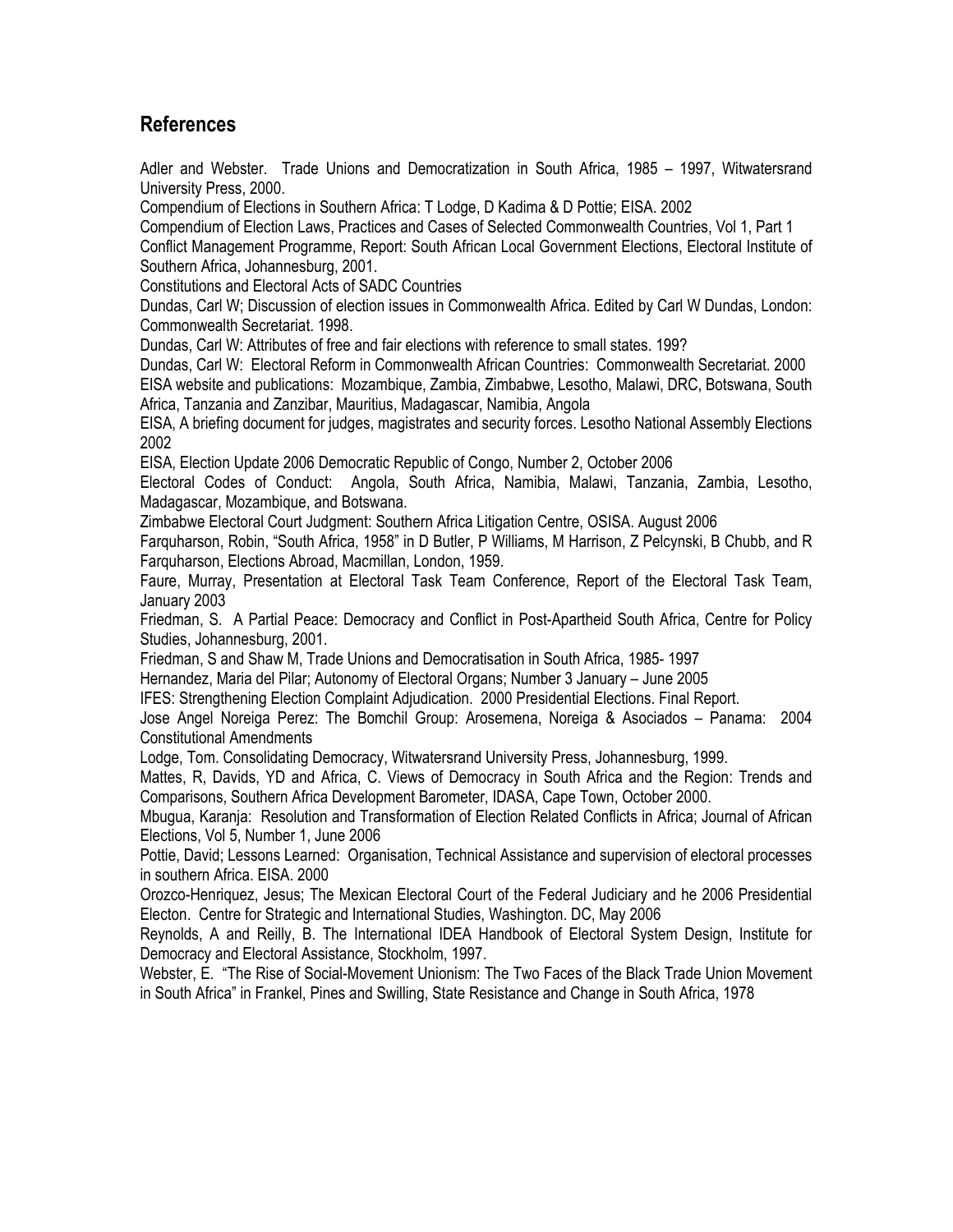## References

Adler and Webster. Trade Unions and Democratization in South Africa, 1985 – 1997, Witwatersrand University Press, 2000.

Compendium of Elections in Southern Africa: T Lodge, D Kadima & D Pottie; EISA. 2002

Compendium of Election Laws, Practices and Cases of Selected Commonwealth Countries, Vol 1, Part 1

Conflict Management Programme, Report: South African Local Government Elections, Electoral Institute of Southern Africa, Johannesburg, 2001.

Constitutions and Electoral Acts of SADC Countries

Dundas, Carl W; Discussion of election issues in Commonwealth Africa. Edited by Carl W Dundas, London: Commonwealth Secretariat. 1998.

Dundas, Carl W: Attributes of free and fair elections with reference to small states. 199?

Dundas, Carl W: Electoral Reform in Commonwealth African Countries: Commonwealth Secretariat. 2000

EISA website and publications: Mozambique, Zambia, Zimbabwe, Lesotho, Malawi, DRC, Botswana, South Africa, Tanzania and Zanzibar, Mauritius, Madagascar, Namibia, Angola

EISA, A briefing document for judges, magistrates and security forces. Lesotho National Assembly Elections 2002

EISA, Election Update 2006 Democratic Republic of Congo, Number 2, October 2006

Electoral Codes of Conduct: Angola, South Africa, Namibia, Malawi, Tanzania, Zambia, Lesotho, Madagascar, Mozambique, and Botswana.

Zimbabwe Electoral Court Judgment: Southern Africa Litigation Centre, OSISA. August 2006

Farquharson, Robin, "South Africa, 1958" in D Butler, P Williams, M Harrison, Z Pelcynski, B Chubb, and R Farquharson, Elections Abroad, Macmillan, London, 1959.

Faure, Murray, Presentation at Electoral Task Team Conference, Report of the Electoral Task Team, January 2003

Friedman, S. A Partial Peace: Democracy and Conflict in Post-Apartheid South Africa, Centre for Policy Studies, Johannesburg, 2001.

Friedman, S and Shaw M, Trade Unions and Democratisation in South Africa, 1985- 1997

Hernandez, Maria del Pilar; Autonomy of Electoral Organs; Number 3 January – June 2005

IFES: Strengthening Election Complaint Adjudication. 2000 Presidential Elections. Final Report.

Jose Angel Noreiga Perez: The Bomchil Group: Arosemena, Noreiga & Asociados – Panama: 2004 Constitutional Amendments

Lodge, Tom. Consolidating Democracy, Witwatersrand University Press, Johannesburg, 1999.

Mattes, R, Davids, YD and Africa, C. Views of Democracy in South Africa and the Region: Trends and Comparisons, Southern Africa Development Barometer, IDASA, Cape Town, October 2000.

Mbugua, Karanja: Resolution and Transformation of Election Related Conflicts in Africa; Journal of African Elections, Vol 5, Number 1, June 2006

Pottie, David; Lessons Learned: Organisation, Technical Assistance and supervision of electoral processes in southern Africa. EISA. 2000

Orozco-Henriquez, Jesus; The Mexican Electoral Court of the Federal Judiciary and he 2006 Presidential Electon. Centre for Strategic and International Studies, Washington. DC, May 2006

Reynolds, A and Reilly, B. The International IDEA Handbook of Electoral System Design, Institute for Democracy and Electoral Assistance, Stockholm, 1997.

Webster, E. "The Rise of Social-Movement Unionism: The Two Faces of the Black Trade Union Movement in South Africa" in Frankel, Pines and Swilling, State Resistance and Change in South Africa, 1978